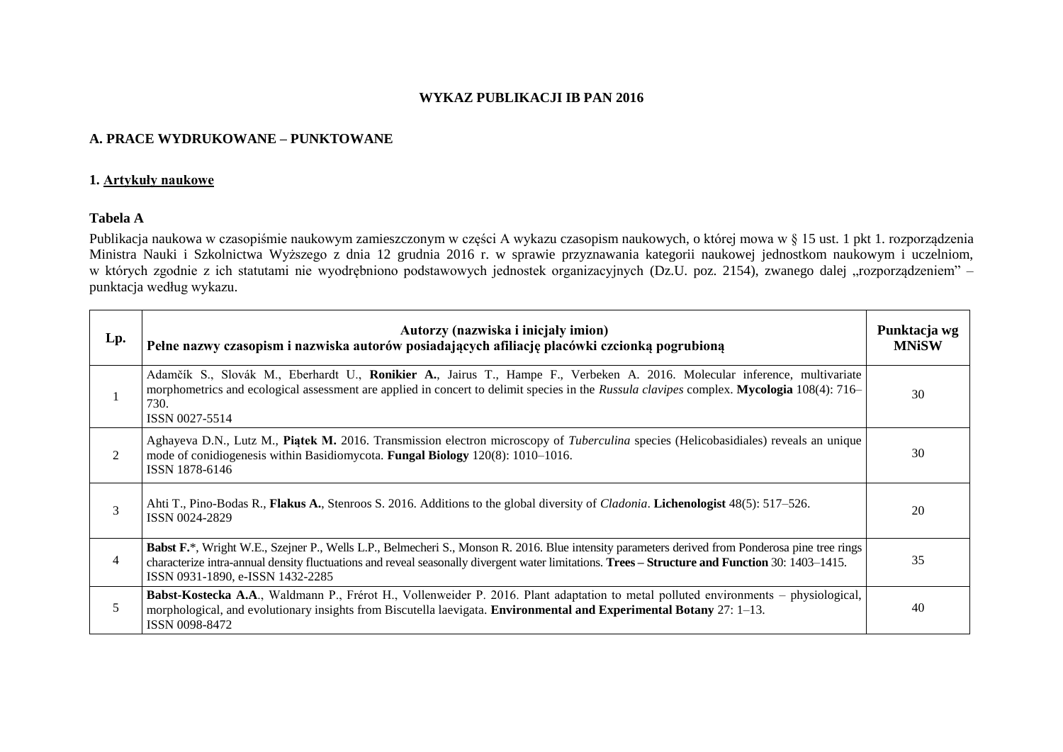# WYKAZ PUBLIKACJI IB PAN 2016

## A. PRACE WYDRUKOWANE – PUNKTOWANE

### 1. Artykuły naukowe

**Tabela A**

Publikacja naukowa w czasopiśmie naukowym zamieszczonym w części A wykazu czasopism naukowych, o której mowa w § 15 ust. 1 pkt 1. rozporządzenia Ministra Nauki i Szkolnictwa Wyższego z dnia 12 grudnia 2016 r. w sprawie przyznawania kategorii naukowej jednostkom naukowym i uczelniom, w których zgodnie z ich statutami nie wyodrębniono podstawowych jednostek organizacyjnych (Dz.U. poz. 2154), zwanego dalej „rozporządzeniem" – punktacja według wykazu.

| Lp. | Autorzy (nazwiska i inicjały imion)<br>Pełne nazwy czasopism i nazwiska autorów posiadających afiliację placówki czcionką pogrubioną | Punktacja wg MNiSW |
|---|---|---|
| 1 | Adamčík S., Slovák M., Eberhardt U., **Ronikier A.**, Jairus T., Hampe F., Verbeken A. 2016. Molecular inference, multivariate morphometrics and ecological assessment are applied in concert to delimit species in the *Russula clavipes* complex. **Mycologia** 108(4): 716–730.<br>ISSN 0027-5514 | 30 |
| 2 | Aghayeva D.N., Lutz M., **Piątek M.** 2016. Transmission electron microscopy of *Tuberculina* species (Helicobasidiales) reveals an unique mode of conidiogenesis within Basidiomycota. **Fungal Biology** 120(8): 1010–1016.<br>ISSN 1878-6146 | 30 |
| 3 | Ahti T., Pino-Bodas R., **Flakus A.**, Stenroos S. 2016. Additions to the global diversity of *Cladonia*. **Lichenologist** 48(5): 517–526.<br>ISSN 0024-2829 | 20 |
| 4 | **Babst F.***, Wright W.E., Szejner P., Wells L.P., Belmecheri S., Monson R. 2016. Blue intensity parameters derived from Ponderosa pine tree rings characterize intra-annual density fluctuations and reveal seasonally divergent water limitations. **Trees – Structure and Function** 30: 1403–1415.<br>ISSN 0931-1890, e-ISSN 1432-2285 | 35 |
| 5 | **Babst-Kostecka A.A.**, Waldmann P., Frérot H., Vollenweider P. 2016. Plant adaptation to metal polluted environments – physiological, morphological, and evolutionary insights from Biscutella laevigata. **Environmental and Experimental Botany** 27: 1–13.<br>ISSN 0098-8472 | 40 |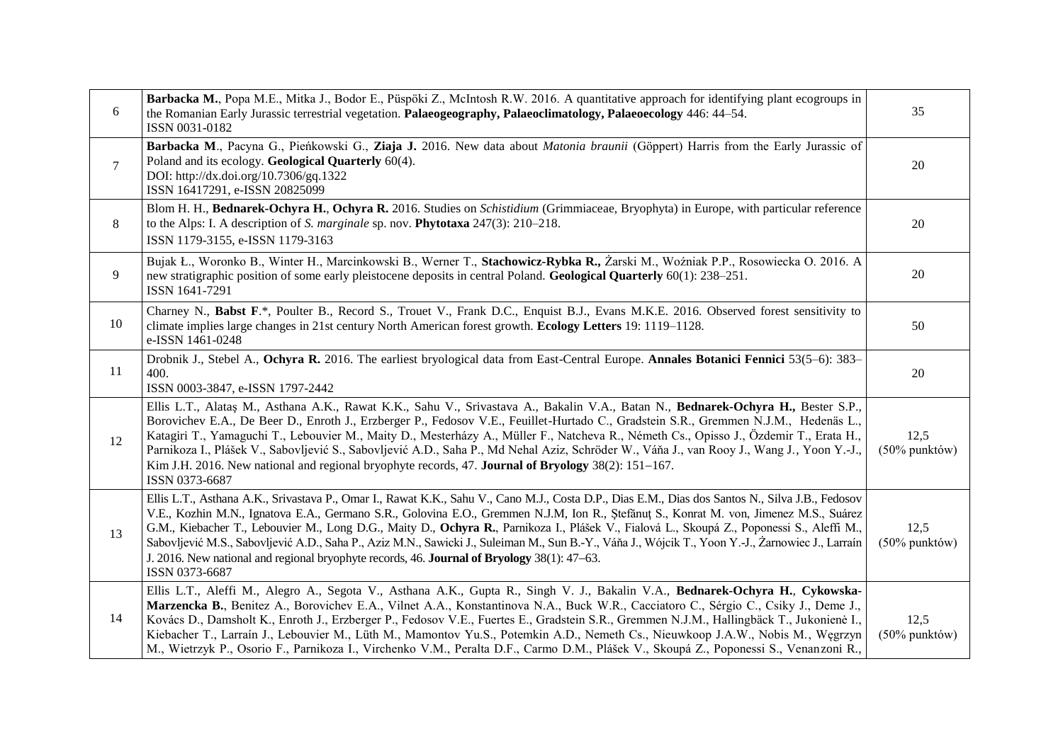| | | |
|---|---|---|
| 6 | **Barbacka M.**, Popa M.E., Mitka J., Bodor E., Püspöki Z., McIntosh R.W. 2016. A quantitative approach for identifying plant ecogroups in the Romanian Early Jurassic terrestrial vegetation. **Palaeogeography, Palaeoclimatology, Palaeoecology** 446: 44–54.<br>ISSN 0031-0182 | 35 |
| 7 | **Barbacka M**., Pacyna G., Pieńkowski G., **Ziaja J.** 2016. New data about *Matonia braunii* (Göppert) Harris from the Early Jurassic of Poland and its ecology. **Geological Quarterly** 60(4).<br>DOI: http://dx.doi.org/10.7306/gq.1322<br>ISSN 16417291, e-ISSN 20825099 | 20 |
| 8 | Blom H. H., **Bednarek-Ochyra H.**, **Ochyra R.** 2016. Studies on *Schistidium* (Grimmiaceae, Bryophyta) in Europe, with particular reference to the Alps: I. A description of *S. marginale* sp. nov. **Phytotaxa** 247(3): 210–218.<br>ISSN 1179-3155, e-ISSN 1179-3163 | 20 |
| 9 | Bujak Ł., Woronko B., Winter H., Marcinkowski B., Werner T., **Stachowicz-Rybka R.,** Żarski M., Woźniak P.P., Rosowiecka O. 2016. A new stratigraphic position of some early pleistocene deposits in central Poland. **Geological Quarterly** 60(1): 238–251.<br>ISSN 1641-7291 | 20 |
| 10 | Charney N., **Babst F**.*, Poulter B., Record S., Trouet V., Frank D.C., Enquist B.J., Evans M.K.E. 2016. Observed forest sensitivity to climate implies large changes in 21st century North American forest growth. **Ecology Letters** 19: 1119–1128.<br>e-ISSN 1461-0248 | 50 |
| 11 | Drobnik J., Stebel A., **Ochyra R.** 2016. The earliest bryological data from East-Central Europe. **Annales Botanici Fennici** 53(5–6): 383–400.<br>ISSN 0003-3847, e-ISSN 1797-2442 | 20 |
| 12 | Ellis L.T., Alataş M., Asthana A.K., Rawat K.K., Sahu V., Srivastava A., Bakalin V.A., Batan N., **Bednarek-Ochyra H.,** Bester S.P., Borovichev E.A., De Beer D., Enroth J., Erzberger P., Fedosov V.E., Feuillet-Hurtado C., Gradstein S.R., Gremmen N.J.M., Hedenäs L., Katagiri T., Yamaguchi T., Lebouvier M., Maity D., Mesterházy A., Müller F., Natcheva R., Németh Cs., Opisso J., Özdemir T., Erata H., Parnikoza I., Plášek V., Sabovljević S., Sabovljević A.D., Saha P., Md Nehal Aziz, Schröder W., Váňa J., van Rooy J., Wang J., Yoon Y.-J., Kim J.H. 2016. New national and regional bryophyte records, 47. **Journal of Bryology** 38(2): 151–167.<br>ISSN 0373-6687 | 12,5<br>(50% punktów) |
| 13 | Ellis L.T., Asthana A.K., Srivastava P., Omar I., Rawat K.K., Sahu V., Cano M.J., Costa D.P., Dias E.M., Dias dos Santos N., Silva J.B., Fedosov V.E., Kozhin M.N., Ignatova E.A., Germano S.R., Golovina E.O., Gremmen N.J.M, Ion R., Ştefănuţ S., Konrat M. von, Jimenez M.S., Suárez G.M., Kiebacher T., Lebouvier M., Long D.G., Maity D., **Ochyra R.**, Parnikoza I., Plášek V., Fialová L., Skoupá Z., Poponessi S., Aleffi M., Sabovljević M.S., Sabovljević A.D., Saha P., Aziz M.N., Sawicki J., Suleiman M., Sun B.-Y., Váňa J., Wójcik T., Yoon Y.-J., Żarnowiec J., Larraín J. 2016. New national and regional bryophyte records, 46. **Journal of Bryology** 38(1): 47–63.<br>ISSN 0373-6687 | 12,5<br>(50% punktów) |
| 14 | Ellis L.T., Aleffi M., Alegro A., Segota V., Asthana A.K., Gupta R., Singh V. J., Bakalin V.A., **Bednarek-Ochyra H.**, **Cykowska-Marzencka B.**, Benitez A., Borovichev E.A., Vilnet A.A., Konstantinova N.A., Buck W.R., Cacciatoro C., Sérgio C., Csiky J., Deme J., Kovács D., Damsholt K., Enroth J., Erzberger P., Fedosov V.E., Fuertes E., Gradstein S.R., Gremmen N.J.M., Hallingbäck T., Jukonienė I., Kiebacher T., Larraín J., Lebouvier M., Lüth M., Mamontov Yu.S., Potemkin A.D., Nemeth Cs., Nieuwkoop J.A.W., Nobis M., Węgrzyn M., Wietrzyk P., Osorio F., Parnikoza I., Virchenko V.M., Peralta D.F., Carmo D.M., Plášek V., Skoupá Z., Poponessi S., Venanzoni R., | 12,5<br>(50% punktów) |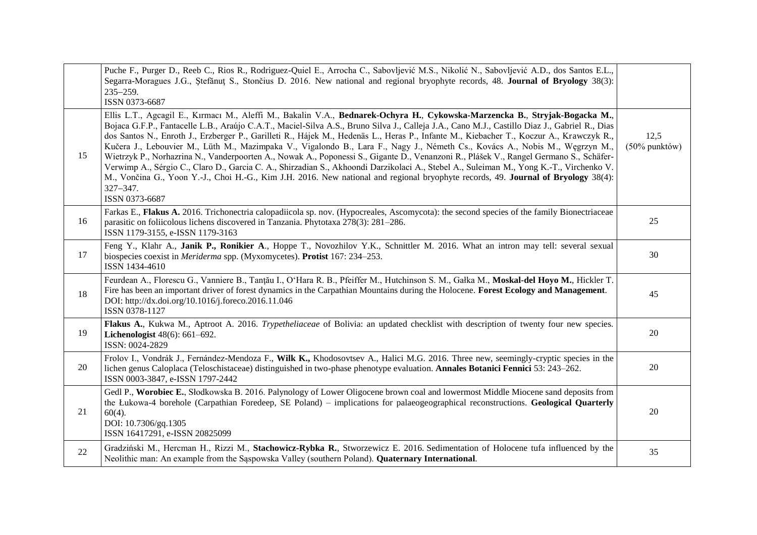|  |  |  |
| --- | --- | --- |
|  | Puche F., Purger D., Reeb C., Rios R., Rodriguez-Quiel E., Arrocha C., Sabovljević M.S., Nikolić N., Sabovljević A.D., dos Santos E.L., Segarra-Moragues J.G., Ştefănuţ S., Stončius D. 2016. New national and regional bryophyte records, 48. **Journal of Bryology** 38(3): 235–259. ISSN 0373-6687 |  |
| 15 | Ellis L.T., Agcagil E., Kırmacı M., Aleffi M., Bakalin V.A., **Bednarek-Ochyra H.**, **Cykowska-Marzencka B.**, **Stryjak-Bogacka M.**, Bojaca G.F.P., Fantacelle L.B., Araújo C.A.T., Maciel-Silva A.S., Bruno Silva J., Calleja J.A., Cano M.J., Castillo Diaz J., Gabriel R., Dias dos Santos N., Enroth J., Erzberger P., Garilleti R., Hájek M., Hedenäs L., Heras P., Infante M., Kiebacher T., Koczur A., Krawczyk R., Kučera J., Lebouvier M., Lüth M., Mazimpaka V., Vigalondo B., Lara F., Nagy J., Németh Cs., Kovács A., Nobis M., Węgrzyn M., Wietrzyk P., Norhazrina N., Vanderpoorten A., Nowak A., Poponessi S., Gigante D., Venanzoni R., Plášek V., Rangel Germano S., Schäfer-Verwimp A., Sérgio C., Claro D., Garcia C. A., Shirzadian S., Akhoondi Darzikolaci A., Stebel A., Suleiman M., Yong K.-T., Virchenko V. M., Vončina G., Yoon Y.-J., Choi H.-G., Kim J.H. 2016. New national and regional bryophyte records, 49. **Journal of Bryology** 38(4): 327–347. ISSN 0373-6687 | 12,5 (50% punktów) |
| 16 | Farkas E., **Flakus A.** 2016. Trichonectria calopadiicola sp. nov. (Hypocreales, Ascomycota): the second species of the family Bionectriaceae parasitic on foliicolous lichens discovered in Tanzania. Phytotaxa 278(3): 281–286. ISSN 1179-3155, e-ISSN 1179-3163 | 25 |
| 17 | Feng Y., Klahr A., **Janik P., Ronikier A**., Hoppe T., Novozhilov Y.K., Schnittler M. 2016. What an intron may tell: several sexual biospecies coexist in *Meriderma* spp. (Myxomycetes). **Protist** 167: 234–253. ISSN 1434-4610 | 30 |
| 18 | Feurdean A., Florescu G., Vanniere B., Tanţău I., O'Hara R. B., Pfeiffer M., Hutchinson S. M., Gałka M., **Moskal-del Hoyo M.**, Hickler T. Fire has been an important driver of forest dynamics in the Carpathian Mountains during the Holocene. **Forest Ecology and Management**. DOI: http://dx.doi.org/10.1016/j.foreco.2016.11.046 ISSN 0378-1127 | 45 |
| 19 | **Flakus A.**, Kukwa M., Aptroot A. 2016. *Trypetheliaceae* of Bolivia: an updated checklist with description of twenty four new species. **Lichenologist** 48(6): 661–692. ISSN: 0024-2829 | 20 |
| 20 | Frolov I., Vondrák J., Fernández-Mendoza F., **Wilk K.,** Khodosovtsev A., Halici M.G. 2016. Three new, seemingly-cryptic species in the lichen genus Caloplaca (Teloschistaceae) distinguished in two-phase phenotype evaluation. **Annales Botanici Fennici** 53: 243–262. ISSN 0003-3847, e-ISSN 1797-2442 | 20 |
| 21 | Gedl P., **Worobiec E.**, Słodkowska B. 2016. Palynology of Lower Oligocene brown coal and lowermost Middle Miocene sand deposits from the Łukowa-4 borehole (Carpathian Foredeep, SE Poland) – implications for palaeogeographical reconstructions. **Geological Quarterly** 60(4). DOI: 10.7306/gq.1305 ISSN 16417291, e-ISSN 20825099 | 20 |
| 22 | Gradziński M., Hercman H., Rizzi M., **Stachowicz-Rybka R.**, Stworzewicz E. 2016. Sedimentation of Holocene tufa influenced by the Neolithic man: An example from the Sąspowska Valley (southern Poland). **Quaternary International**. | 35 |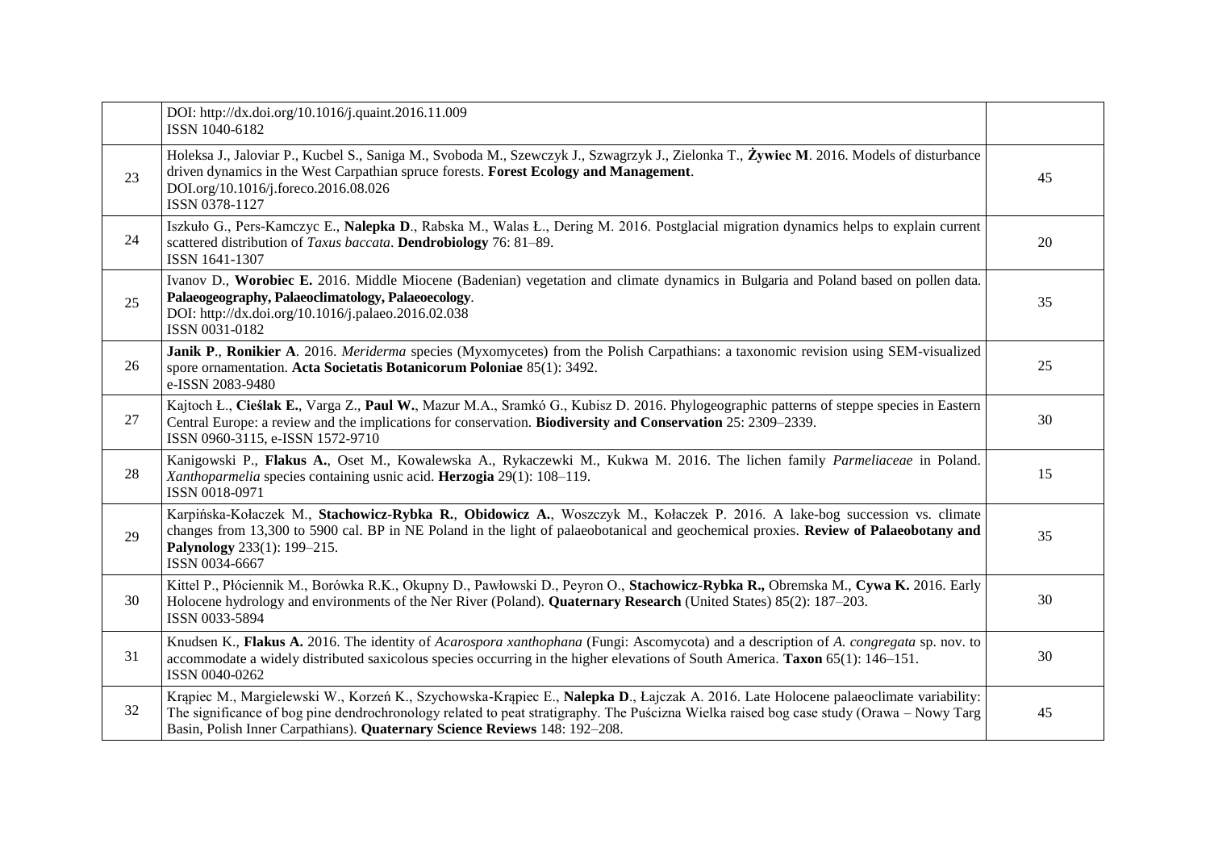| | | |
|---|---|---|
| | DOI: http://dx.doi.org/10.1016/j.quaint.2016.11.009<br>ISSN 1040-6182 | |
| 23 | Holeksa J., Jaloviar P., Kucbel S., Saniga M., Svoboda M., Szewczyk J., Szwagrzyk J., Zielonka T., **Żywiec M**. 2016. Models of disturbance driven dynamics in the West Carpathian spruce forests. **Forest Ecology and Management**.<br>DOI.org/10.1016/j.foreco.2016.08.026<br>ISSN 0378-1127 | 45 |
| 24 | Iszkuło G., Pers-Kamczyc E., **Nalepka D**., Rabska M., Walas Ł., Dering M. 2016. Postglacial migration dynamics helps to explain current scattered distribution of *Taxus baccata*. **Dendrobiology** 76: 81–89.<br>ISSN 1641-1307 | 20 |
| 25 | Ivanov D., **Worobiec E.** 2016. Middle Miocene (Badenian) vegetation and climate dynamics in Bulgaria and Poland based on pollen data. **Palaeogeography, Palaeoclimatology, Palaeoecology**.<br>DOI: http://dx.doi.org/10.1016/j.palaeo.2016.02.038<br>ISSN 0031-0182 | 35 |
| 26 | **Janik P**., **Ronikier A**. 2016. *Meriderma* species (Myxomycetes) from the Polish Carpathians: a taxonomic revision using SEM-visualized spore ornamentation. **Acta Societatis Botanicorum Poloniae** 85(1): 3492.<br>e-ISSN 2083-9480 | 25 |
| 27 | Kajtoch Ł., **Cieślak E.**, Varga Z., **Paul W.**, Mazur M.A., Sramkó G., Kubisz D. 2016. Phylogeographic patterns of steppe species in Eastern Central Europe: a review and the implications for conservation. **Biodiversity and Conservation** 25: 2309–2339.<br>ISSN 0960-3115, e-ISSN 1572-9710 | 30 |
| 28 | Kanigowski P., **Flakus A.**, Oset M., Kowalewska A., Rykaczewki M., Kukwa M. 2016. The lichen family *Parmeliaceae* in Poland. *Xanthoparmelia* species containing usnic acid. **Herzogia** 29(1): 108–119.<br>ISSN 0018-0971 | 15 |
| 29 | Karpińska-Kołaczek M., **Stachowicz-Rybka R.**, **Obidowicz A.**, Woszczyk M., Kołaczek P. 2016. A lake-bog succession vs. climate changes from 13,300 to 5900 cal. BP in NE Poland in the light of palaeobotanical and geochemical proxies. **Review of Palaeobotany and Palynology** 233(1): 199–215.<br>ISSN 0034-6667 | 35 |
| 30 | Kittel P., Płóciennik M., Borówka R.K., Okupny D., Pawłowski D., Peyron O., **Stachowicz-Rybka R.,** Obremska M., **Cywa K.** 2016. Early Holocene hydrology and environments of the Ner River (Poland). **Quaternary Research** (United States) 85(2): 187–203.<br>ISSN 0033-5894 | 30 |
| 31 | Knudsen K., **Flakus A.** 2016. The identity of *Acarospora xanthophana* (Fungi: Ascomycota) and a description of *A. congregata* sp. nov. to accommodate a widely distributed saxicolous species occurring in the higher elevations of South America. **Taxon** 65(1): 146–151.<br>ISSN 0040-0262 | 30 |
| 32 | Krąpiec M., Margielewski W., Korzeń K., Szychowska-Krąpiec E., **Nalepka D**., Łajczak A. 2016. Late Holocene palaeoclimate variability: The significance of bog pine dendrochronology related to peat stratigraphy. The Puścizna Wielka raised bog case study (Orawa – Nowy Targ Basin, Polish Inner Carpathians). **Quaternary Science Reviews** 148: 192–208. | 45 |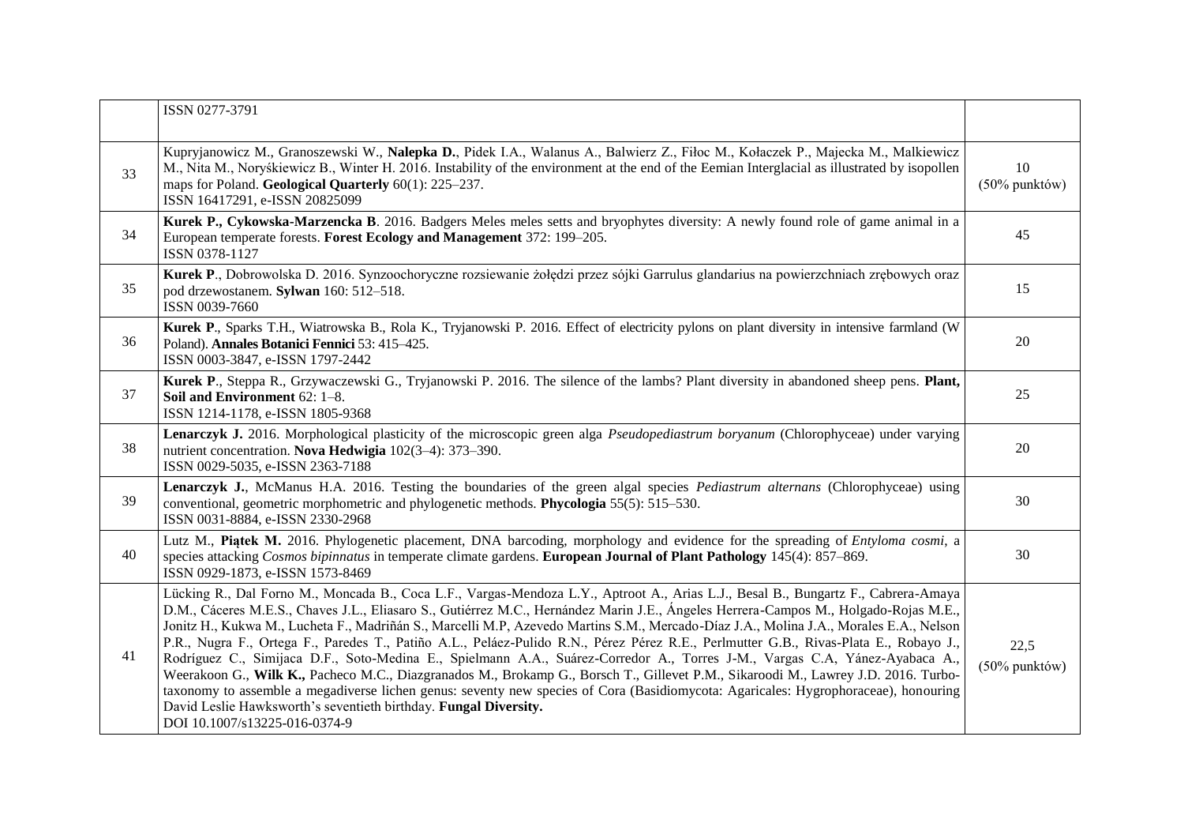|  |  |  |
|---|---|---|
|  | ISSN 0277-3791 |  |
| 33 | Kupryjanowicz M., Granoszewski W., **Nalepka D.**, Pidek I.A., Walanus A., Balwierz Z., Fiłoc M., Kołaczek P., Majecka M., Malkiewicz M., Nita M., Noryśkiewicz B., Winter H. 2016. Instability of the environment at the end of the Eemian Interglacial as illustrated by isopollen maps for Poland. **Geological Quarterly** 60(1): 225–237.<br>ISSN 16417291, e-ISSN 20825099 | 10<br>(50% punktów) |
| 34 | **Kurek P., Cykowska-Marzencka B**. 2016. Badgers Meles meles setts and bryophytes diversity: A newly found role of game animal in a European temperate forests. **Forest Ecology and Management** 372: 199–205.<br>ISSN 0378-1127 | 45 |
| 35 | **Kurek P**., Dobrowolska D. 2016. Synzoochoryczne rozsiewanie żołędzi przez sójki Garrulus glandarius na powierzchniach zrębowych oraz pod drzewostanem. **Sylwan** 160: 512–518.<br>ISSN 0039-7660 | 15 |
| 36 | **Kurek P**., Sparks T.H., Wiatrowska B., Rola K., Tryjanowski P. 2016. Effect of electricity pylons on plant diversity in intensive farmland (W Poland). **Annales Botanici Fennici** 53: 415–425.<br>ISSN 0003-3847, e-ISSN 1797-2442 | 20 |
| 37 | **Kurek P**., Steppa R., Grzywaczewski G., Tryjanowski P. 2016. The silence of the lambs? Plant diversity in abandoned sheep pens. **Plant, Soil and Environment** 62: 1–8.<br>ISSN 1214-1178, e-ISSN 1805-9368 | 25 |
| 38 | **Lenarczyk J.** 2016. Morphological plasticity of the microscopic green alga *Pseudopediastrum boryanum* (Chlorophyceae) under varying nutrient concentration. **Nova Hedwigia** 102(3–4): 373–390.<br>ISSN 0029-5035, e-ISSN 2363-7188 | 20 |
| 39 | **Lenarczyk J.**, McManus H.A. 2016. Testing the boundaries of the green algal species *Pediastrum alternans* (Chlorophyceae) using conventional, geometric morphometric and phylogenetic methods. **Phycologia** 55(5): 515–530.<br>ISSN 0031-8884, e-ISSN 2330-2968 | 30 |
| 40 | Lutz M., **Piątek M.** 2016. Phylogenetic placement, DNA barcoding, morphology and evidence for the spreading of *Entyloma cosmi*, a species attacking *Cosmos bipinnatus* in temperate climate gardens. **European Journal of Plant Pathology** 145(4): 857–869.<br>ISSN 0929-1873, e-ISSN 1573-8469 | 30 |
| 41 | Lücking R., Dal Forno M., Moncada B., Coca L.F., Vargas-Mendoza L.Y., Aptroot A., Arias L.J., Besal B., Bungartz F., Cabrera-Amaya D.M., Cáceres M.E.S., Chaves J.L., Eliasaro S., Gutiérrez M.C., Hernández Marin J.E., Ángeles Herrera-Campos M., Holgado-Rojas M.E., Jonitz H., Kukwa M., Lucheta F., Madriñán S., Marcelli M.P, Azevedo Martins S.M., Mercado-Díaz J.A., Molina J.A., Morales E.A., Nelson P.R., Nugra F., Ortega F., Paredes T., Patiño A.L., Peláez-Pulido R.N., Pérez Pérez R.E., Perlmutter G.B., Rivas-Plata E., Robayo J., Rodríguez C., Simijaca D.F., Soto-Medina E., Spielmann A.A., Suárez-Corredor A., Torres J-M., Vargas C.A, Yánez-Ayabaca A., Weerakoon G., **Wilk K.,** Pacheco M.C., Diazgranados M., Brokamp G., Borsch T., Gillevet P.M., Sikaroodi M., Lawrey J.D. 2016. Turbo-taxonomy to assemble a megadiverse lichen genus: seventy new species of Cora (Basidiomycota: Agaricales: Hygrophoraceae), honouring David Leslie Hawksworth's seventieth birthday. **Fungal Diversity.**<br>DOI 10.1007/s13225-016-0374-9 | 22,5<br>(50% punktów) |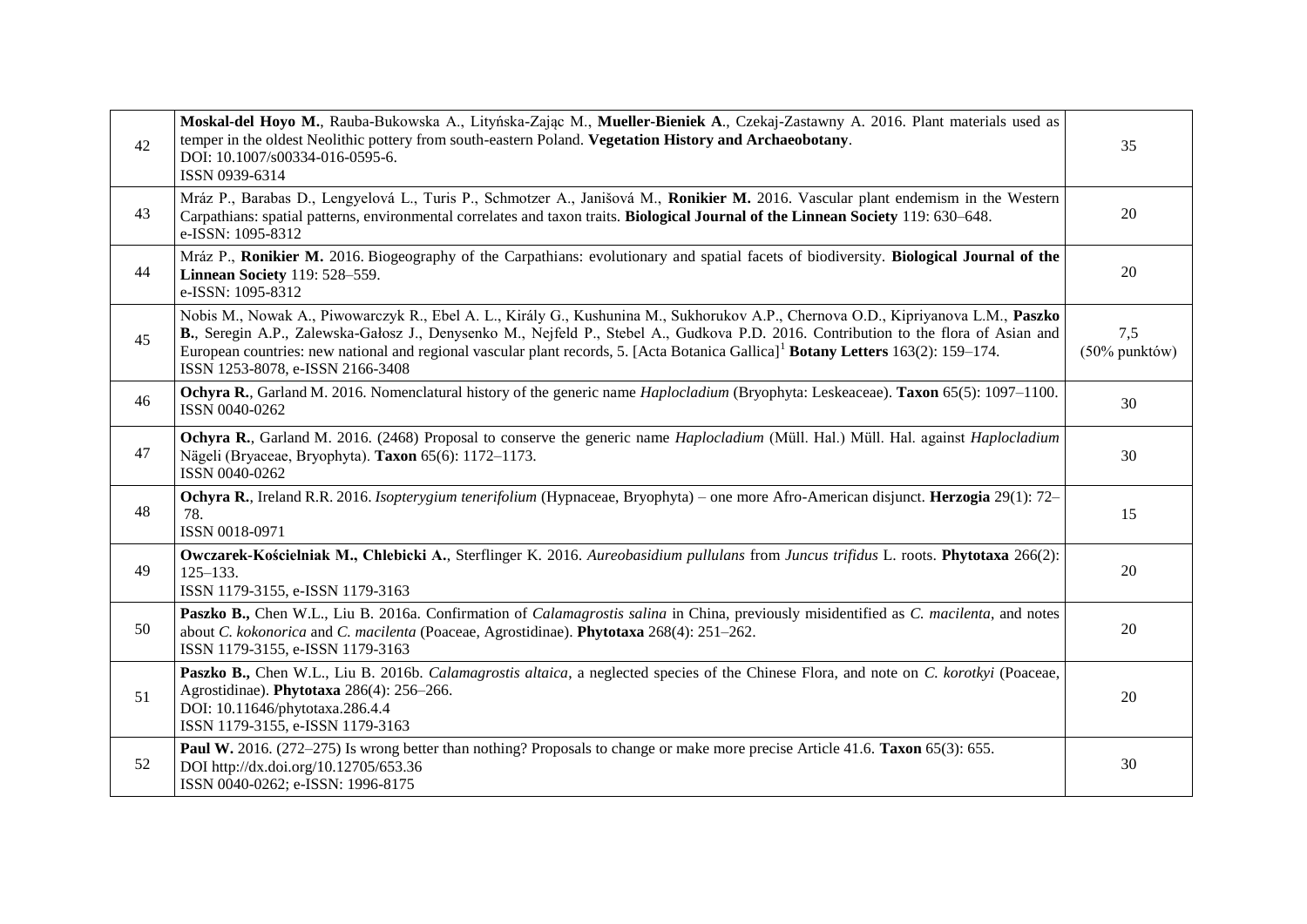| | | |
|---|---|---|
| 42 | **Moskal-del Hoyo M.**, Rauba-Bukowska A., Lityńska-Zając M., **Mueller-Bieniek A**., Czekaj-Zastawny A. 2016. Plant materials used as temper in the oldest Neolithic pottery from south-eastern Poland. **Vegetation History and Archaeobotany**.<br>DOI: 10.1007/s00334-016-0595-6.<br>ISSN 0939-6314 | 35 |
| 43 | Mráz P., Barabas D., Lengyelová L., Turis P., Schmotzer A., Janišová M., **Ronikier M.** 2016. Vascular plant endemism in the Western Carpathians: spatial patterns, environmental correlates and taxon traits. **Biological Journal of the Linnean Society** 119: 630–648.<br>e-ISSN: 1095-8312 | 20 |
| 44 | Mráz P., **Ronikier M.** 2016. Biogeography of the Carpathians: evolutionary and spatial facets of biodiversity. **Biological Journal of the Linnean Society** 119: 528–559.<br>e-ISSN: 1095-8312 | 20 |
| 45 | Nobis M., Nowak A., Piwowarczyk R., Ebel A. L., Király G., Kushunina M., Sukhorukov A.P., Chernova O.D., Kipriyanova L.M., **Paszko B.**, Seregin A.P., Zalewska-Gałosz J., Denysenko M., Nejfeld P., Stebel A., Gudkova P.D. 2016. Contribution to the flora of Asian and European countries: new national and regional vascular plant records, 5. [Acta Botanica Gallica][1] **Botany Letters** 163(2): 159–174.<br>ISSN 1253-8078, e-ISSN 2166-3408 | 7,5<br>(50% punktów) |
| 46 | **Ochyra R.**, Garland M. 2016. Nomenclatural history of the generic name *Haplocladium* (Bryophyta: Leskeaceae). **Taxon** 65(5): 1097–1100.<br>ISSN 0040-0262 | 30 |
| 47 | **Ochyra R.**, Garland M. 2016. (2468) Proposal to conserve the generic name *Haplocladium* (Müll. Hal.) Müll. Hal. against *Haplocladium* Nägeli (Bryaceae, Bryophyta). **Taxon** 65(6): 1172–1173.<br>ISSN 0040-0262 | 30 |
| 48 | **Ochyra R.**, Ireland R.R. 2016. *Isopterygium tenerifolium* (Hypnaceae, Bryophyta) – one more Afro-American disjunct. **Herzogia** 29(1): 72–78.<br>ISSN 0018-0971 | 15 |
| 49 | **Owczarek-Kościelniak M., Chlebicki A.**, Sterflinger K. 2016. *Aureobasidium pullulans* from *Juncus trifidus* L. roots. **Phytotaxa** 266(2): 125–133.<br>ISSN 1179-3155, e-ISSN 1179-3163 | 20 |
| 50 | **Paszko B.,** Chen W.L., Liu B. 2016a. Confirmation of *Calamagrostis salina* in China, previously misidentified as *C. macilenta*, and notes about *C. kokonorica* and *C. macilenta* (Poaceae, Agrostidinae). **Phytotaxa** 268(4): 251–262.<br>ISSN 1179-3155, e-ISSN 1179-3163 | 20 |
| 51 | **Paszko B.,** Chen W.L., Liu B. 2016b. *Calamagrostis altaica*, a neglected species of the Chinese Flora, and note on *C. korotkyi* (Poaceae, Agrostidinae). **Phytotaxa** 286(4): 256–266.<br>DOI: 10.11646/phytotaxa.286.4.4<br>ISSN 1179-3155, e-ISSN 1179-3163 | 20 |
| 52 | **Paul W.** 2016. (272–275) Is wrong better than nothing? Proposals to change or make more precise Article 41.6. **Taxon** 65(3): 655.<br>DOI http://dx.doi.org/10.12705/653.36<br>ISSN 0040-0262; e-ISSN: 1996-8175 | 30 |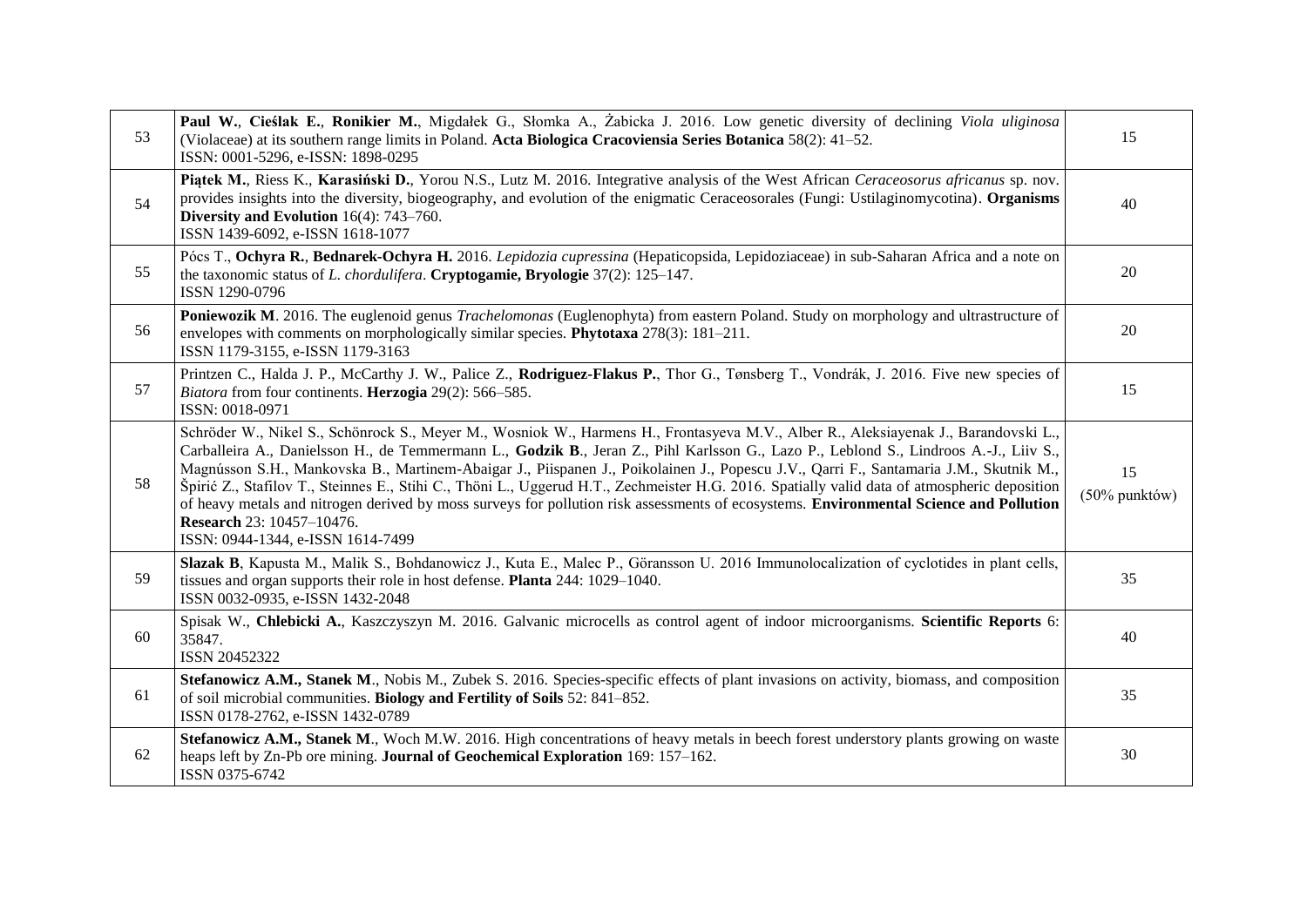| | | |
|---|---|---|
| 53 | **Paul W.**, **Cieślak E.**, **Ronikier M.**, Migdałek G., Słomka A., Żabicka J. 2016. Low genetic diversity of declining *Viola uliginosa* (Violaceae) at its southern range limits in Poland. **Acta Biologica Cracoviensia Series Botanica** 58(2): 41–52. ISSN: 0001-5296, e-ISSN: 1898-0295 | 15 |
| 54 | **Piątek M.**, Riess K., **Karasiński D.**, Yorou N.S., Lutz M. 2016. Integrative analysis of the West African *Ceraceosorus africanus* sp. nov. provides insights into the diversity, biogeography, and evolution of the enigmatic Ceraceosorales (Fungi: Ustilaginomycotina). **Organisms Diversity and Evolution** 16(4): 743–760. ISSN 1439-6092, e-ISSN 1618-1077 | 40 |
| 55 | Pócs T., **Ochyra R.**, **Bednarek-Ochyra H.** 2016. *Lepidozia cupressina* (Hepaticopsida, Lepidoziaceae) in sub-Saharan Africa and a note on the taxonomic status of *L. chordulifera*. **Cryptogamie, Bryologie** 37(2): 125–147. ISSN 1290-0796 | 20 |
| 56 | **Poniewozik M**. 2016. The euglenoid genus *Trachelomonas* (Euglenophyta) from eastern Poland. Study on morphology and ultrastructure of envelopes with comments on morphologically similar species. **Phytotaxa** 278(3): 181–211. ISSN 1179-3155, e-ISSN 1179-3163 | 20 |
| 57 | Printzen C., Halda J. P., McCarthy J. W., Palice Z., **Rodriguez-Flakus P.**, Thor G., Tønsberg T., Vondrák, J. 2016. Five new species of *Biatora* from four continents. **Herzogia** 29(2): 566–585. ISSN: 0018-0971 | 15 |
| 58 | Schröder W., Nikel S., Schönrock S., Meyer M., Wosniok W., Harmens H., Frontasyeva M.V., Alber R., Aleksiayenak J., Barandovski L., Carballeira A., Danielsson H., de Temmermann L., **Godzik B**., Jeran Z., Pihl Karlsson G., Lazo P., Leblond S., Lindroos A.-J., Liiv S., Magnússon S.H., Mankovska B., Martinem-Abaigar J., Piispanen J., Poikolainen J., Popescu J.V., Qarri F., Santamaria J.M., Skutnik M., Špirić Z., Stafilov T., Steinnes E., Stihi C., Thöni L., Uggerud H.T., Zechmeister H.G. 2016. Spatially valid data of atmospheric deposition of heavy metals and nitrogen derived by moss surveys for pollution risk assessments of ecosystems. **Environmental Science and Pollution Research** 23: 10457–10476. ISSN: 0944-1344, e-ISSN 1614-7499 | 15 (50% punktów) |
| 59 | **Slazak B**, Kapusta M., Malik S., Bohdanowicz J., Kuta E., Malec P., Göransson U. 2016 Immunolocalization of cyclotides in plant cells, tissues and organ supports their role in host defense. **Planta** 244: 1029–1040. ISSN 0032-0935, e-ISSN 1432-2048 | 35 |
| 60 | Spisak W., **Chlebicki A.**, Kaszczyszyn M. 2016. Galvanic microcells as control agent of indoor microorganisms. **Scientific Reports** 6: 35847. ISSN 20452322 | 40 |
| 61 | **Stefanowicz A.M., Stanek M**., Nobis M., Zubek S. 2016. Species-specific effects of plant invasions on activity, biomass, and composition of soil microbial communities. **Biology and Fertility of Soils** 52: 841–852. ISSN 0178-2762, e-ISSN 1432-0789 | 35 |
| 62 | **Stefanowicz A.M., Stanek M**., Woch M.W. 2016. High concentrations of heavy metals in beech forest understory plants growing on waste heaps left by Zn-Pb ore mining. **Journal of Geochemical Exploration** 169: 157–162. ISSN 0375-6742 | 30 |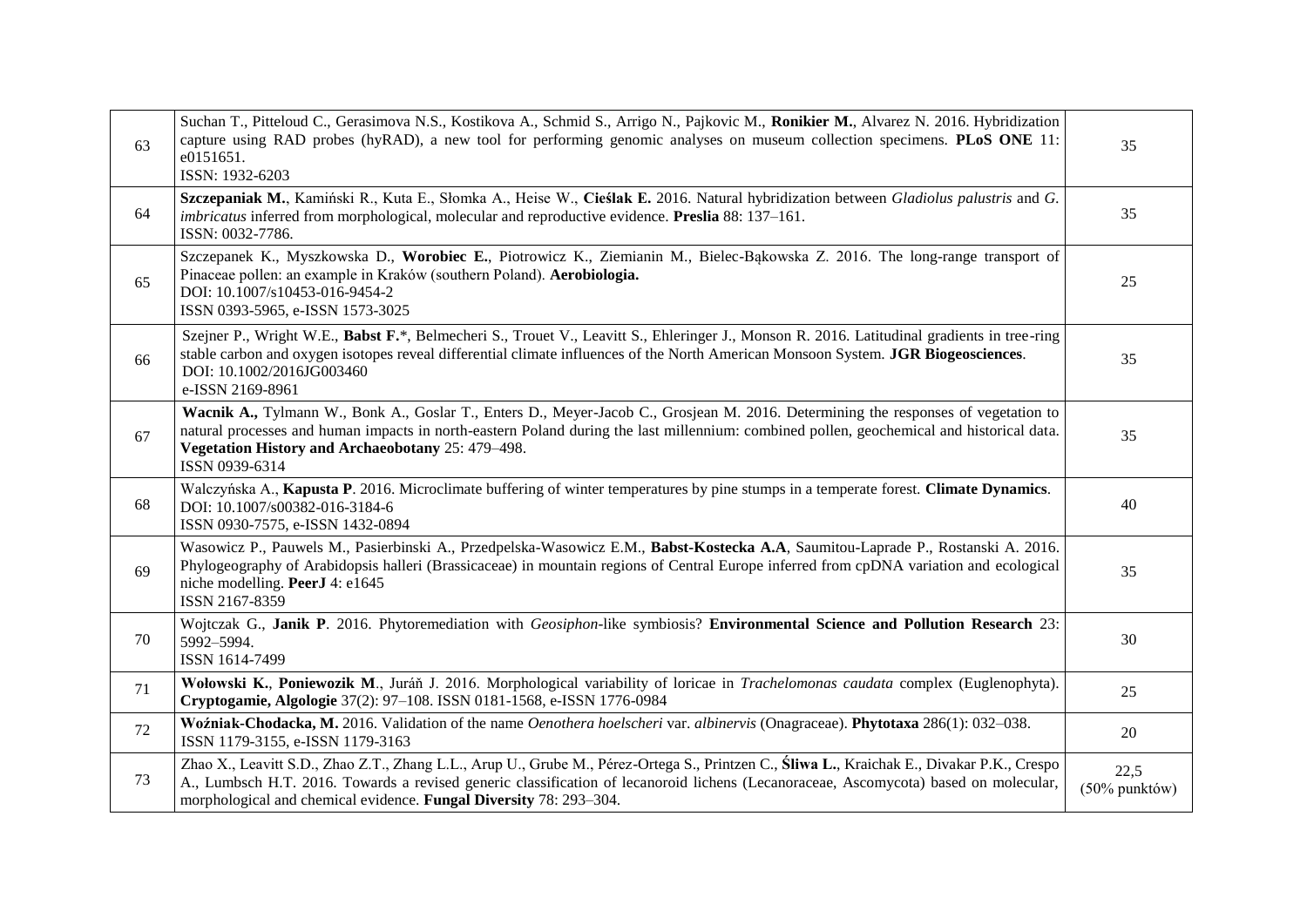| | | |
|---|---|---|
| 63 | Suchan T., Pitteloud C., Gerasimova N.S., Kostikova A., Schmid S., Arrigo N., Pajkovic M., **Ronikier M.**, Alvarez N. 2016. Hybridization capture using RAD probes (hyRAD), a new tool for performing genomic analyses on museum collection specimens. **PLoS ONE** 11: e0151651.<br>ISSN: 1932-6203 | 35 |
| 64 | **Szczepaniak M.**, Kamiński R., Kuta E., Słomka A., Heise W., **Cieślak E.** 2016. Natural hybridization between *Gladiolus palustris* and *G. imbricatus* inferred from morphological, molecular and reproductive evidence. **Preslia** 88: 137–161.<br>ISSN: 0032-7786. | 35 |
| 65 | Szczepanek K., Myszkowska D., **Worobiec E.**, Piotrowicz K., Ziemianin M., Bielec-Bąkowska Z. 2016. The long-range transport of Pinaceae pollen: an example in Kraków (southern Poland). **Aerobiologia.**<br>DOI: 10.1007/s10453-016-9454-2<br>ISSN 0393-5965, e-ISSN 1573-3025 | 25 |
| 66 | Szejner P., Wright W.E., **Babst F.**\*, Belmecheri S., Trouet V., Leavitt S., Ehleringer J., Monson R. 2016. Latitudinal gradients in tree-ring stable carbon and oxygen isotopes reveal differential climate influences of the North American Monsoon System. **JGR Biogeosciences**.<br>DOI: 10.1002/2016JG003460<br>e-ISSN 2169-8961 | 35 |
| 67 | **Wacnik A.,** Tylmann W., Bonk A., Goslar T., Enters D., Meyer-Jacob C., Grosjean M. 2016. Determining the responses of vegetation to natural processes and human impacts in north-eastern Poland during the last millennium: combined pollen, geochemical and historical data. **Vegetation History and Archaeobotany** 25: 479–498.<br>ISSN 0939-6314 | 35 |
| 68 | Walczyńska A., **Kapusta P**. 2016. Microclimate buffering of winter temperatures by pine stumps in a temperate forest. **Climate Dynamics**.<br>DOI: 10.1007/s00382-016-3184-6<br>ISSN 0930-7575, e-ISSN 1432-0894 | 40 |
| 69 | Wasowicz P., Pauwels M., Pasierbinski A., Przedpelska-Wasowicz E.M., **Babst-Kostecka A.A**, Saumitou-Laprade P., Rostanski A. 2016. Phylogeography of Arabidopsis halleri (Brassicaceae) in mountain regions of Central Europe inferred from cpDNA variation and ecological niche modelling. **PeerJ** 4: e1645<br>ISSN 2167-8359 | 35 |
| 70 | Wojtczak G., **Janik P**. 2016. Phytoremediation with *Geosiphon*-like symbiosis? **Environmental Science and Pollution Research** 23: 5992–5994.<br>ISSN 1614-7499 | 30 |
| 71 | **Wołowski K.**, **Poniewozik M**., Juráň J. 2016. Morphological variability of loricae in *Trachelomonas caudata* complex (Euglenophyta). **Cryptogamie, Algologie** 37(2): 97–108. ISSN 0181-1568, e-ISSN 1776-0984 | 25 |
| 72 | **Woźniak-Chodacka, M.** 2016. Validation of the name *Oenothera hoelscheri* var. *albinervis* (Onagraceae). **Phytotaxa** 286(1): 032–038.<br>ISSN 1179-3155, e-ISSN 1179-3163 | 20 |
| 73 | Zhao X., Leavitt S.D., Zhao Z.T., Zhang L.L., Arup U., Grube M., Pérez-Ortega S., Printzen C., **Śliwa L.**, Kraichak E., Divakar P.K., Crespo A., Lumbsch H.T. 2016. Towards a revised generic classification of lecanoroid lichens (Lecanoraceae, Ascomycota) based on molecular, morphological and chemical evidence. **Fungal Diversity** 78: 293–304. | 22,5<br>(50% punktów) |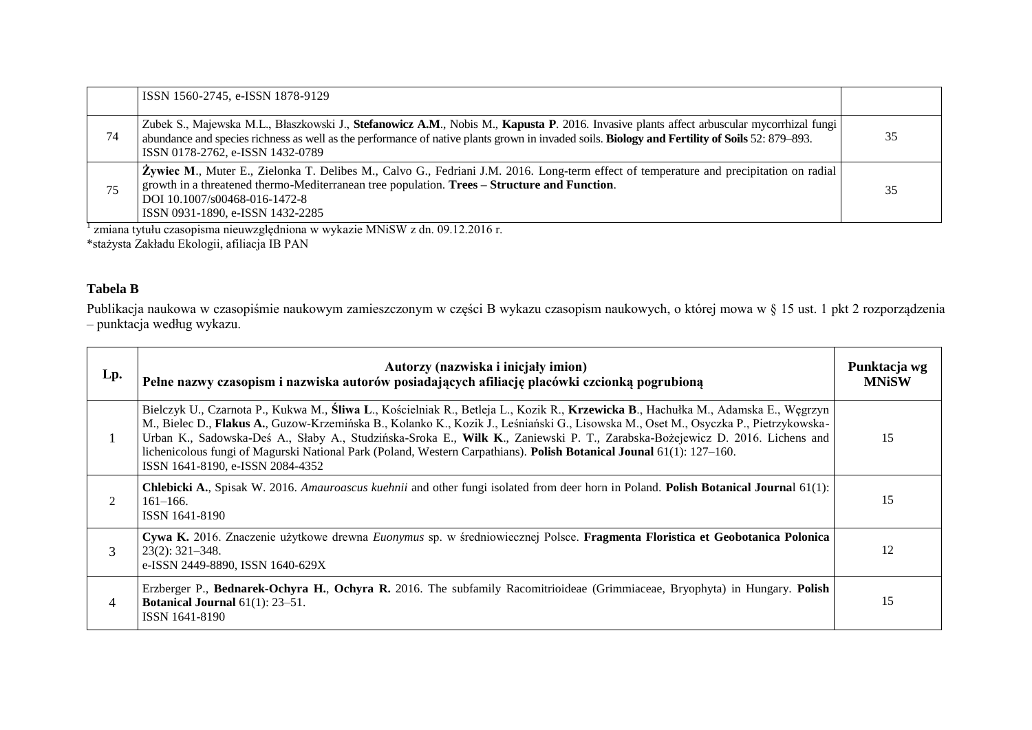| | ISSN 1560-2745, e-ISSN 1878-9129 | |
|---|---|---|
| 74 | Zubek S., Majewska M.L., Błaszkowski J., **Stefanowicz A.M.**, Nobis M., **Kapusta P**. 2016. Invasive plants affect arbuscular mycorrhizal fungi abundance and species richness as well as the performance of native plants grown in invaded soils. **Biology and Fertility of Soils** 52: 879–893. ISSN 0178-2762, e-ISSN 1432-0789 | 35 |
| 75 | **Żywiec M**., Muter E., Zielonka T. Delibes M., Calvo G., Fedriani J.M. 2016. Long-term effect of temperature and precipitation on radial growth in a threatened thermo-Mediterranean tree population. **Trees – Structure and Function**. DOI 10.1007/s00468-016-1472-8 ISSN 0931-1890, e-ISSN 1432-2285 | 35 |

[1] zmiana tytułu czasopisma nieuwzględniona w wykazie MNiSW z dn. 09.12.2016 r.

*stażysta Zakładu Ekologii, afiliacja IB PAN

### Tabela B

Publikacja naukowa w czasopiśmie naukowym zamieszczonym w części B wykazu czasopism naukowych, o której mowa w § 15 ust. 1 pkt 2 rozporządzenia – punktacja według wykazu.

| Lp. | Autorzy (nazwiska i inicjały imion) Pełne nazwy czasopism i nazwiska autorów posiadających afiliację placówki czcionką pogrubioną | Punktacja wg MNiSW |
|---|---|---|
| 1 | Bielczyk U., Czarnota P., Kukwa M., **Śliwa L**., Kościelniak R., Betleja L., Kozik R., **Krzewicka B**., Hachułka M., Adamska E., Węgrzyn M., Bielec D., **Flakus A.**, Guzow-Krzemińska B., Kolanko K., Kozik J., Leśniański G., Lisowska M., Oset M., Osyczka P., Pietrzykowska-Urban K., Sadowska-Deś A., Słaby A., Studzińska-Sroka E., **Wilk K**., Zaniewski P. T., Zarabska-Bożejewicz D. 2016. Lichens and lichenicolous fungi of Magurski National Park (Poland, Western Carpathians). **Polish Botanical Jounal** 61(1): 127–160. ISSN 1641-8190, e-ISSN 2084-4352 | 15 |
| 2 | **Chlebicki A.**, Spisak W. 2016. *Amauroascus kuehnii* and other fungi isolated from deer horn in Poland. **Polish Botanical Journa**l 61(1): 161–166. ISSN 1641-8190 | 15 |
| 3 | **Cywa K.** 2016. Znaczenie użytkowe drewna *Euonymus* sp. w średniowiecznej Polsce. **Fragmenta Floristica et Geobotanica Polonica** 23(2): 321–348. e-ISSN 2449-8890, ISSN 1640-629X | 12 |
| 4 | Erzberger P., **Bednarek-Ochyra H.**, **Ochyra R.** 2016. The subfamily Racomitrioideae (Grimmiaceae, Bryophyta) in Hungary. **Polish Botanical Journal** 61(1): 23–51. ISSN 1641-8190 | 15 |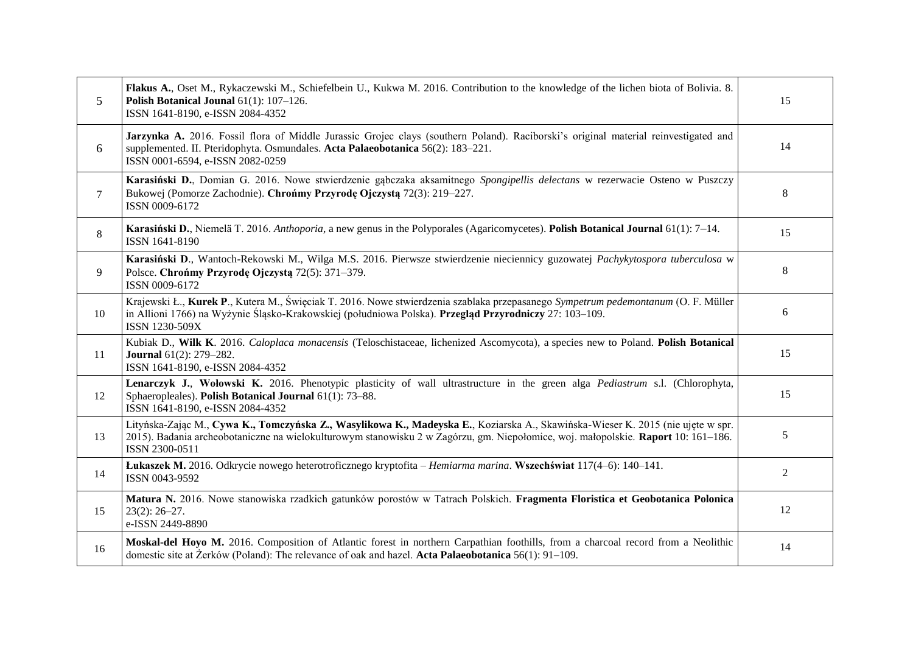| | | |
|---|---|---|
| 5 | **Flakus A.**, Oset M., Rykaczewski M., Schiefelbein U., Kukwa M. 2016. Contribution to the knowledge of the lichen biota of Bolivia. 8. **Polish Botanical Jounal** 61(1): 107–126.<br>ISSN 1641-8190, e-ISSN 2084-4352 | 15 |
| 6 | **Jarzynka A.** 2016. Fossil flora of Middle Jurassic Grojec clays (southern Poland). Raciborski's original material reinvestigated and supplemented. II. Pteridophyta. Osmundales. **Acta Palaeobotanica** 56(2): 183–221.<br>ISSN 0001-6594, e-ISSN 2082-0259 | 14 |
| 7 | **Karasiński D.**, Domian G. 2016. Nowe stwierdzenie gąbczaka aksamitnego *Spongipellis delectans* w rezerwacie Osteno w Puszczy Bukowej (Pomorze Zachodnie). **Chrońmy Przyrodę Ojczystą** 72(3): 219–227.<br>ISSN 0009-6172 | 8 |
| 8 | **Karasiński D.**, Niemelä T. 2016. *Anthoporia*, a new genus in the Polyporales (Agaricomycetes). **Polish Botanical Journal** 61(1): 7–14.<br>ISSN 1641-8190 | 15 |
| 9 | **Karasiński D**., Wantoch-Rekowski M., Wilga M.S. 2016. Pierwsze stwierdzenie nieciennicy guzowatej *Pachykytospora tuberculosa* w Polsce. **Chrońmy Przyrodę Ojczystą** 72(5): 371–379.<br>ISSN 0009-6172 | 8 |
| 10 | Krajewski Ł., **Kurek P**., Kutera M., Święciak T. 2016. Nowe stwierdzenia szablaka przepasanego *Sympetrum pedemontanum* (O. F. Müller in Allioni 1766) na Wyżynie Śląsko-Krakowskiej (południowa Polska). **Przegląd Przyrodniczy** 27: 103–109.<br>ISSN 1230-509X | 6 |
| 11 | Kubiak D., **Wilk K**. 2016. *Caloplaca monacensis* (Teloschistaceae, lichenized Ascomycota), a species new to Poland. **Polish Botanical Journal** 61(2): 279–282.<br>ISSN 1641-8190, e-ISSN 2084-4352 | 15 |
| 12 | **Lenarczyk J.**, **Wołowski K.** 2016. Phenotypic plasticity of wall ultrastructure in the green alga *Pediastrum* s.l. (Chlorophyta, Sphaeropleales). **Polish Botanical Journal** 61(1): 73–88.<br>ISSN 1641-8190, e-ISSN 2084-4352 | 15 |
| 13 | Lityńska-Zając M., **Cywa K., Tomczyńska Z., Wasylikowa K., Madeyska E.**, Koziarska A., Skawińska-Wieser K. 2015 (nie ujęte w spr. 2015). Badania archeobotaniczne na wielokulturowym stanowisku 2 w Zagórzu, gm. Niepołomice, woj. małopolskie. **Raport** 10: 161–186.<br>ISSN 2300-0511 | 5 |
| 14 | **Łukaszek M.** 2016. Odkrycie nowego heterotroficznego kryptofita – *Hemiarma marina*. **Wszechświat** 117(4–6): 140–141.<br>ISSN 0043-9592 | 2 |
| 15 | **Matura N.** 2016. Nowe stanowiska rzadkich gatunków porostów w Tatrach Polskich. **Fragmenta Floristica et Geobotanica Polonica** 23(2): 26–27.<br>e-ISSN 2449-8890 | 12 |
| 16 | **Moskal-del Hoyo M.** 2016. Composition of Atlantic forest in northern Carpathian foothills, from a charcoal record from a Neolithic domestic site at Żerków (Poland): The relevance of oak and hazel. **Acta Palaeobotanica** 56(1): 91–109. | 14 |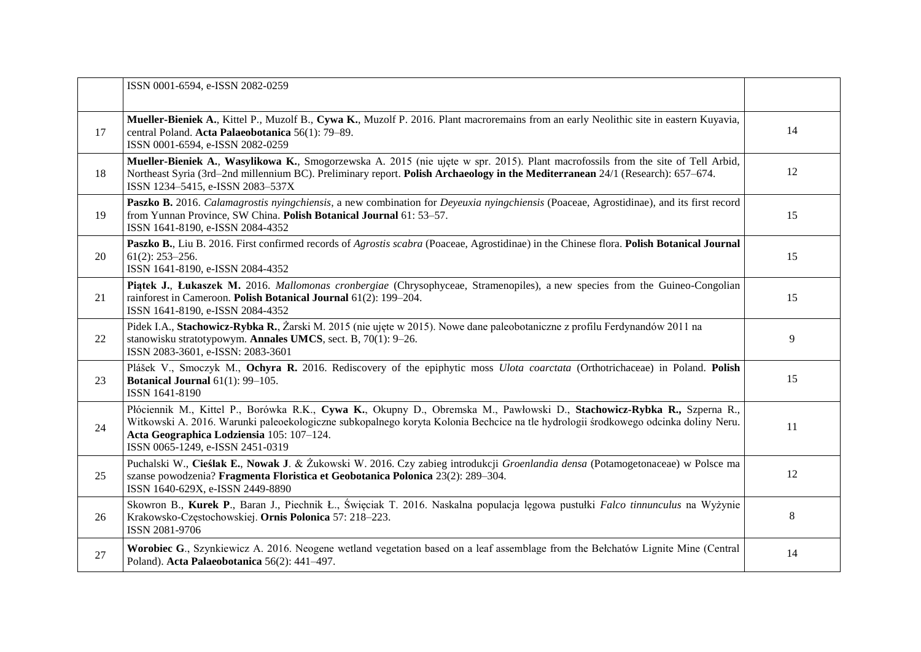|  |  |  |
|---|---|---|
|  | ISSN 0001-6594, e-ISSN 2082-0259 |  |
| 17 | **Mueller-Bieniek A.**, Kittel P., Muzolf B., **Cywa K.**, Muzolf P. 2016. Plant macroremains from an early Neolithic site in eastern Kuyavia, central Poland. **Acta Palaeobotanica** 56(1): 79–89.<br>ISSN 0001-6594, e-ISSN 2082-0259 | 14 |
| 18 | **Mueller-Bieniek A.**, **Wasylikowa K.**, Smogorzewska A. 2015 (nie ujęte w spr. 2015). Plant macrofossils from the site of Tell Arbid, Northeast Syria (3rd–2nd millennium BC). Preliminary report. **Polish Archaeology in the Mediterranean** 24/1 (Research): 657–674.<br>ISSN 1234–5415, e-ISSN 2083–537X | 12 |
| 19 | **Paszko B.** 2016. *Calamagrostis nyingchiensis*, a new combination for *Deyeuxia nyingchiensis* (Poaceae, Agrostidinae), and its first record from Yunnan Province, SW China. **Polish Botanical Journal** 61: 53–57.<br>ISSN 1641-8190, e-ISSN 2084-4352 | 15 |
| 20 | **Paszko B.**, Liu B. 2016. First confirmed records of *Agrostis scabra* (Poaceae, Agrostidinae) in the Chinese flora. **Polish Botanical Journal** 61(2): 253–256.<br>ISSN 1641-8190, e-ISSN 2084-4352 | 15 |
| 21 | **Piątek J.**, **Łukaszek M.** 2016. *Mallomonas cronbergiae* (Chrysophyceae, Stramenopiles), a new species from the Guineo-Congolian rainforest in Cameroon. **Polish Botanical Journal** 61(2): 199–204.<br>ISSN 1641-8190, e-ISSN 2084-4352 | 15 |
| 22 | Pidek I.A., **Stachowicz-Rybka R.**, Żarski M. 2015 (nie ujęte w 2015). Nowe dane paleobotaniczne z profilu Ferdynandów 2011 na stanowisku stratotypowym. **Annales UMCS**, sect. B, 70(1): 9–26.<br>ISSN 2083-3601, e-ISSN: 2083-3601 | 9 |
| 23 | Plášek V., Smoczyk M., **Ochyra R.** 2016. Rediscovery of the epiphytic moss *Ulota coarctata* (Orthotrichaceae) in Poland. **Polish Botanical Journal** 61(1): 99–105.<br>ISSN 1641-8190 | 15 |
| 24 | Płóciennik M., Kittel P., Borówka R.K., **Cywa K.**, Okupny D., Obremska M., Pawłowski D., **Stachowicz-Rybka R.,** Szperna R., Witkowski A. 2016. Warunki paleoekologiczne subkopalnego koryta Kolonia Bechcice na tle hydrologii środkowego odcinka doliny Neru. **Acta Geographica Lodziensia** 105: 107–124.<br>ISSN 0065-1249, e-ISSN 2451-0319 | 11 |
| 25 | Puchalski W., **Cieślak E.**, **Nowak J**. & Żukowski W. 2016. Czy zabieg introdukcji *Groenlandia densa* (Potamogetonaceae) w Polsce ma szanse powodzenia? **Fragmenta Floristica et Geobotanica Polonica** 23(2): 289–304.<br>ISSN 1640-629X, e-ISSN 2449-8890 | 12 |
| 26 | Skowron B., **Kurek P**., Baran J., Piechnik Ł., Święciak T. 2016. Naskalna populacja lęgowa pustułki *Falco tinnunculus* na Wyżynie Krakowsko-Częstochowskiej. **Ornis Polonica** 57: 218–223.<br>ISSN 2081-9706 | 8 |
| 27 | **Worobiec G**., Szynkiewicz A. 2016. Neogene wetland vegetation based on a leaf assemblage from the Bełchatów Lignite Mine (Central Poland). **Acta Palaeobotanica** 56(2): 441–497. | 14 |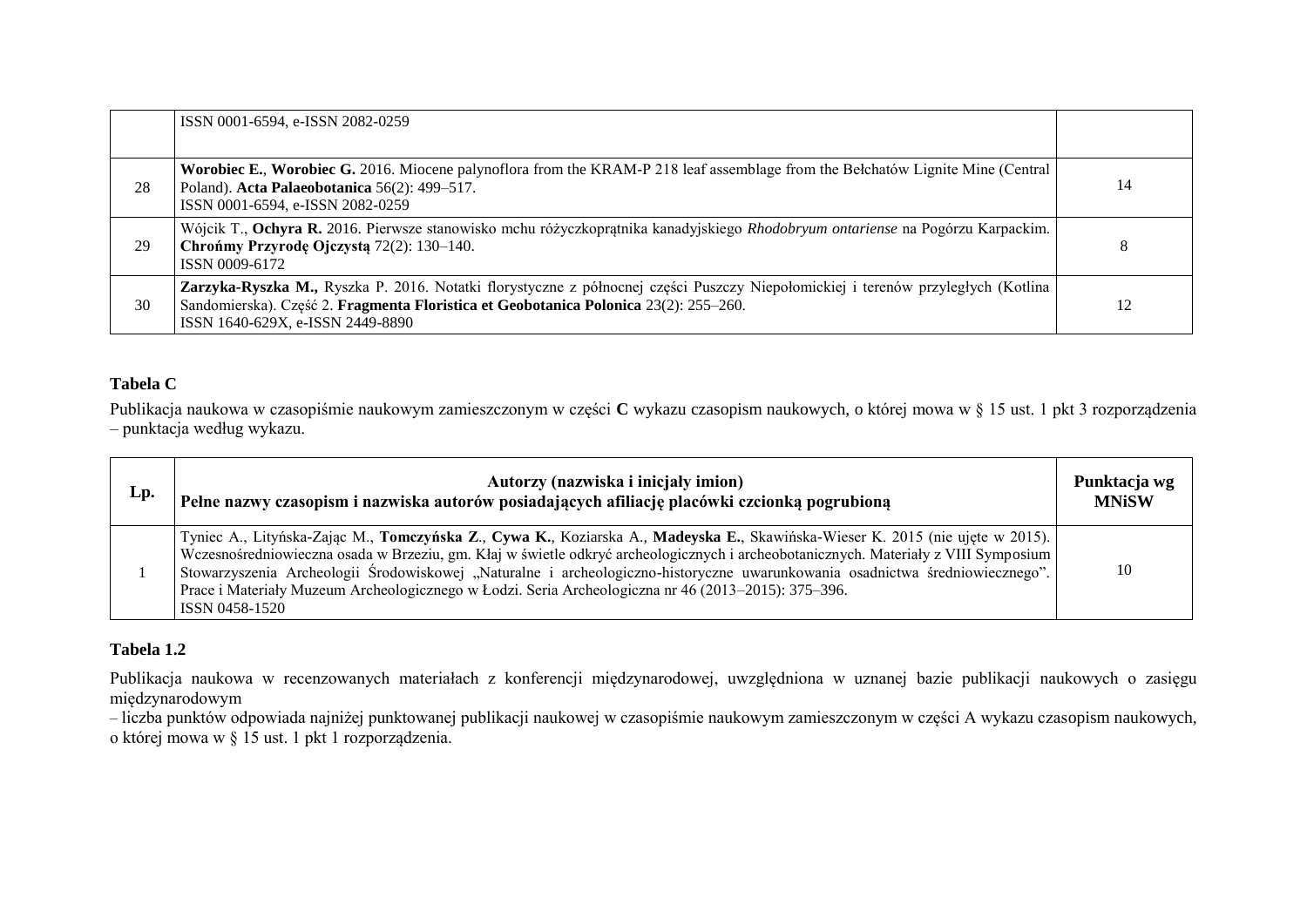|  | ISSN 0001-6594, e-ISSN 2082-0259 |  |
|---|---|---|
| 28 | **Worobiec E.**, **Worobiec G.** 2016. Miocene palynoflora from the KRAM-P 218 leaf assemblage from the Bełchatów Lignite Mine (Central Poland). **Acta Palaeobotanica** 56(2): 499–517.<br>ISSN 0001-6594, e-ISSN 2082-0259 | 14 |
| 29 | Wójcik T., **Ochyra R.** 2016. Pierwsze stanowisko mchu różyczkoprątnika kanadyjskiego *Rhodobryum ontariense* na Pogórzu Karpackim. **Chrońmy Przyrodę Ojczystą** 72(2): 130–140.<br>ISSN 0009-6172 | 8 |
| 30 | **Zarzyka-Ryszka M.,** Ryszka P. 2016. Notatki florystyczne z północnej części Puszczy Niepołomickiej i terenów przyległych (Kotlina Sandomierska). Część 2. **Fragmenta Floristica et Geobotanica Polonica** 23(2): 255–260.<br>ISSN 1640-629X, e-ISSN 2449-8890 | 12 |

### Tabela C

Publikacja naukowa w czasopiśmie naukowym zamieszczonym w części **C** wykazu czasopism naukowych, o której mowa w § 15 ust. 1 pkt 3 rozporządzenia – punktacja według wykazu.

| Lp. | Autorzy (nazwiska i inicjały imion)<br>Pełne nazwy czasopism i nazwiska autorów posiadających afiliację placówki czcionką pogrubioną | Punktacja wg MNiSW |
|---|---|---|
| 1 | Tyniec A., Lityńska-Zając M., **Tomczyńska Z.**, **Cywa K.**, Koziarska A., **Madeyska E.**, Skawińska-Wieser K. 2015 (nie ujęte w 2015). Wczesnośredniowieczna osada w Brzeziu, gm. Kłaj w świetle odkryć archeologicznych i archeobotanicznych. Materiały z VIII Symposium Stowarzyszenia Archeologii Środowiskowej „Naturalne i archeologiczno-historyczne uwarunkowania osadnictwa średniowiecznego". Prace i Materiały Muzeum Archeologicznego w Łodzi. Seria Archeologiczna nr 46 (2013–2015): 375–396.<br>ISSN 0458-1520 | 10 |

### Tabela 1.2

Publikacja naukowa w recenzowanych materiałach z konferencji międzynarodowej, uwzględniona w uznanej bazie publikacji naukowych o zasięgu międzynarodowym
– liczba punktów odpowiada najniżej punktowanej publikacji naukowej w czasopiśmie naukowym zamieszczonym w części A wykazu czasopism naukowych, o której mowa w § 15 ust. 1 pkt 1 rozporządzenia.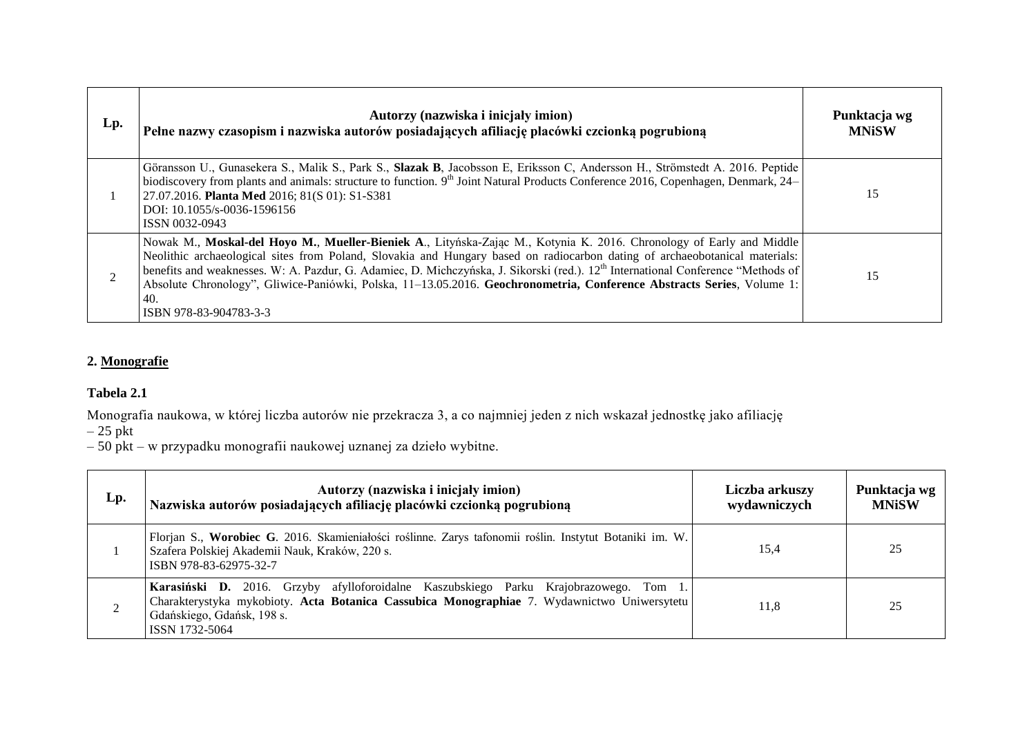| Lp. | Autorzy (nazwiska i inicjały imion)<br>Pełne nazwy czasopism i nazwiska autorów posiadających afiliację placówki czcionką pogrubioną | Punktacja wg MNiSW |
|---|---|---|
| 1 | Göransson U., Gunasekera S., Malik S., Park S., **Slazak B**, Jacobsson E, Eriksson C, Andersson H., Strömstedt A. 2016. Peptide biodiscovery from plants and animals: structure to function. 9th Joint Natural Products Conference 2016, Copenhagen, Denmark, 24–27.07.2016. **Planta Med** 2016; 81(S 01): S1-S381<br>DOI: 10.1055/s-0036-1596156<br>ISSN 0032-0943 | 15 |
| 2 | Nowak M., **Moskal-del Hoyo M.**, **Mueller-Bieniek A**., Lityńska-Zając M., Kotynia K. 2016. Chronology of Early and Middle Neolithic archaeological sites from Poland, Slovakia and Hungary based on radiocarbon dating of archaeobotanical materials: benefits and weaknesses. W: A. Pazdur, G. Adamiec, D. Michczyńska, J. Sikorski (red.). 12th International Conference "Methods of Absolute Chronology", Gliwice-Paniówki, Polska, 11–13.05.2016. **Geochronometria, Conference Abstracts Series**, Volume 1: 40.<br>ISBN 978-83-904783-3-3 | 15 |

## 2. Monografie

### Tabela 2.1

Monografia naukowa, w której liczba autorów nie przekracza 3, a co najmniej jeden z nich wskazał jednostkę jako afiliację
– 25 pkt
– 50 pkt – w przypadku monografii naukowej uznanej za dzieło wybitne.

| Lp. | Autorzy (nazwiska i inicjały imion)<br>Nazwiska autorów posiadających afiliację placówki czcionką pogrubioną | Liczba arkuszy wydawniczych | Punktacja wg MNiSW |
|---|---|---|---|
| 1 | Florjan S., **Worobiec G**. 2016. Skamieniałości roślinne. Zarys tafonomii roślin. Instytut Botaniki im. W. Szafera Polskiej Akademii Nauk, Kraków, 220 s.<br>ISBN 978-83-62975-32-7 | 15,4 | 25 |
| 2 | **Karasiński D.** 2016. Grzyby afylloforoidalne Kaszubskiego Parku Krajobrazowego. Tom 1. Charakterystyka mykobioty. **Acta Botanica Cassubica Monographiae** 7. Wydawnictwo Uniwersytetu Gdańskiego, Gdańsk, 198 s.<br>ISSN 1732-5064 | 11,8 | 25 |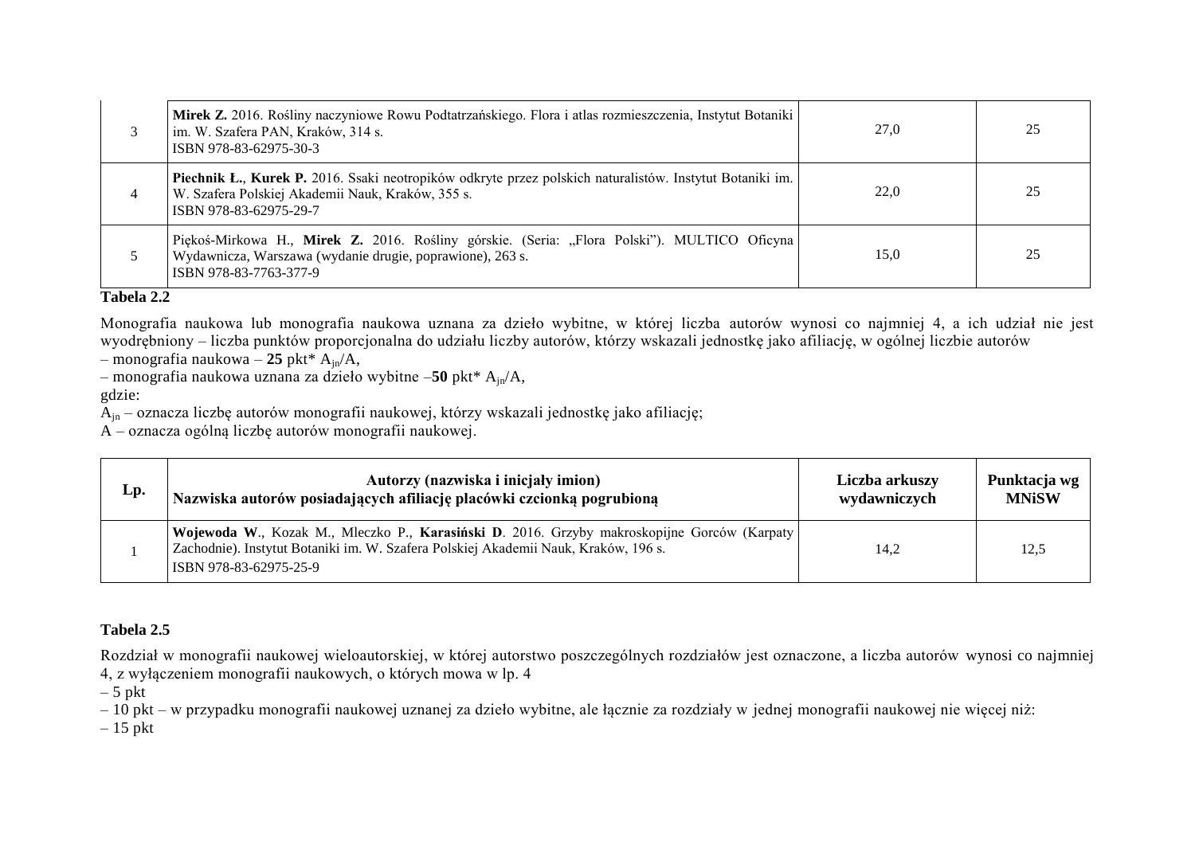| | | | |
|---|---|---|---|
| 3 | **Mirek Z.** 2016. Rośliny naczyniowe Rowu Podtatrzańskiego. Flora i atlas rozmieszczenia, Instytut Botaniki im. W. Szafera PAN, Kraków, 314 s. ISBN 978-83-62975-30-3 | 27,0 | 25 |
| 4 | **Piechnik Ł.**, **Kurek P.** 2016. Ssaki neotropików odkryte przez polskich naturalistów. Instytut Botaniki im. W. Szafera Polskiej Akademii Nauk, Kraków, 355 s. ISBN 978-83-62975-29-7 | 22,0 | 25 |
| 5 | Piękoś-Mirkowa H., **Mirek Z.** 2016. Rośliny górskie. (Seria: „Flora Polski"). MULTICO Oficyna Wydawnicza, Warszawa (wydanie drugie, poprawione), 263 s. ISBN 978-83-7763-377-9 | 15,0 | 25 |

**Tabela 2.2**

Monografia naukowa lub monografia naukowa uznana za dzieło wybitne, w której liczba autorów wynosi co najmniej 4, a ich udział nie jest wyodrębniony – liczba punktów proporcjonalna do udziału liczby autorów, którzy wskazali jednostkę jako afiliację, w ogólnej liczbie autorów
– monografia naukowa – **25** pkt* $A_{jn}/A$,
– monografia naukowa uznana za dzieło wybitne –**50** pkt* $A_{jn}/A$,
gdzie:
$A_{jn}$ – oznacza liczbę autorów monografii naukowej, którzy wskazali jednostkę jako afiliację;
A – oznacza ogólną liczbę autorów monografii naukowej.

| Lp. | Autorzy (nazwiska i inicjały imion) Nazwiska autorów posiadających afiliację placówki czcionką pogrubioną | Liczba arkuszy wydawniczych | Punktacja wg MNiSW |
|---|---|---|---|
| 1 | **Wojewoda W**., Kozak M., Mleczko P., **Karasiński D**. 2016. Grzyby makroskopijne Gorców (Karpaty Zachodnie). Instytut Botaniki im. W. Szafera Polskiej Akademii Nauk, Kraków, 196 s. ISBN 978-83-62975-25-9 | 14,2 | 12,5 |

**Tabela 2.5**

Rozdział w monografii naukowej wieloautorskiej, w której autorstwo poszczególnych rozdziałów jest oznaczone, a liczba autorów wynosi co najmniej 4, z wyłączeniem monografii naukowych, o których mowa w lp. 4
– 5 pkt
– 10 pkt – w przypadku monografii naukowej uznanej za dzieło wybitne, ale łącznie za rozdziały w jednej monografii naukowej nie więcej niż:
– 15 pkt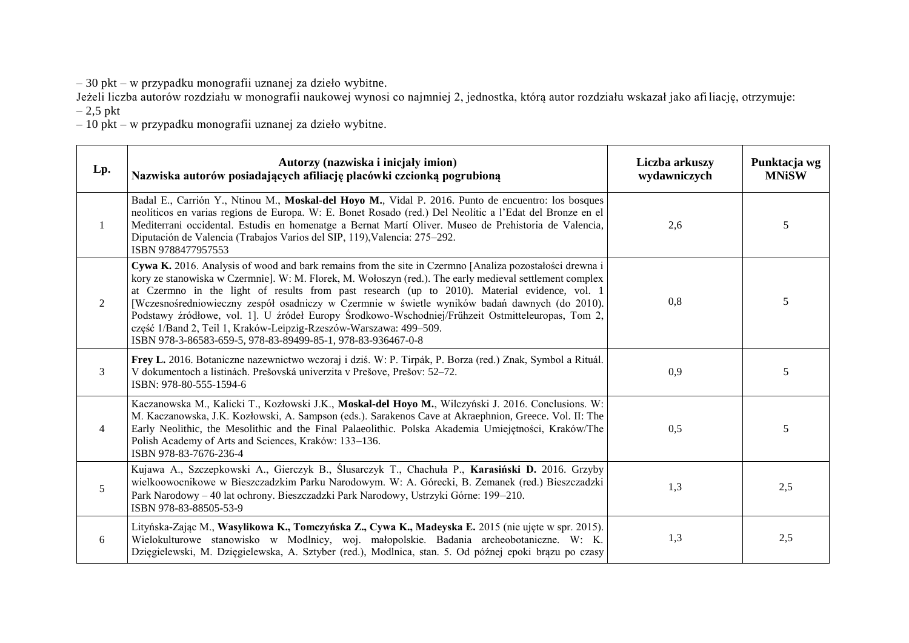– 30 pkt – w przypadku monografii uznanej za dzieło wybitne.
Jeżeli liczba autorów rozdziału w monografii naukowej wynosi co najmniej 2, jednostka, którą autor rozdziału wskazał jako afiliację, otrzymuje:
– 2,5 pkt
– 10 pkt – w przypadku monografii uznanej za dzieło wybitne.

| Lp. | Autorzy (nazwiska i inicjały imion)<br>Nazwiska autorów posiadających afiliację placówki czcionką pogrubioną | Liczba arkuszy wydawniczych | Punktacja wg MNiSW |
|---|---|---|---|
| 1 | Badal E., Carrión Y., Ntinou M., **Moskal-del Hoyo M.**, Vidal P. 2016. Punto de encuentro: los bosques neolíticos en varias regions de Europa. W: E. Bonet Rosado (red.) Del Neolític a l'Edat del Bronze en el Mediterrani occidental. Estudis en homenatge a Bernat Martí Oliver. Museo de Prehistoria de Valencia, Diputación de Valencia (Trabajos Varios del SIP, 119),Valencia: 275–292.<br>ISBN 9788477957553 | 2,6 | 5 |
| 2 | **Cywa K.** 2016. Analysis of wood and bark remains from the site in Czermno [Analiza pozostałości drewna i kory ze stanowiska w Czermnie]. W: M. Florek, M. Wołoszyn (red.). The early medieval settlement complex at Czermno in the light of results from past research (up to 2010). Material evidence, vol. 1 [Wczesnośredniowieczny zespół osadniczy w Czermnie w świetle wyników badań dawnych (do 2010). Podstawy źródłowe, vol. 1]. U źródeł Europy Środkowo-Wschodniej/Frühzeit Ostmitteleuropas, Tom 2, część 1/Band 2, Teil 1, Kraków-Leipzig-Rzeszów-Warszawa: 499–509.<br>ISBN 978-3-86583-659-5, 978-83-89499-85-1, 978-83-936467-0-8 | 0,8 | 5 |
| 3 | **Frey L.** 2016. Botaniczne nazewnictwo wczoraj i dziś. W: P. Tirpák, P. Borza (red.) Znak, Symbol a Rituál. V dokumentoch a listinách. Prešovská univerzita v Prešove, Prešov: 52–72.<br>ISBN: 978-80-555-1594-6 | 0,9 | 5 |
| 4 | Kaczanowska M., Kalicki T., Kozłowski J.K., **Moskal-del Hoyo M.**, Wilczyński J. 2016. Conclusions. W: M. Kaczanowska, J.K. Kozłowski, A. Sampson (eds.). Sarakenos Cave at Akraephnion, Greece. Vol. II: The Early Neolithic, the Mesolithic and the Final Palaeolithic. Polska Akademia Umiejętności, Kraków/The Polish Academy of Arts and Sciences, Kraków: 133–136.<br>ISBN 978-83-7676-236-4 | 0,5 | 5 |
| 5 | Kujawa A., Szczepkowski A., Gierczyk B., Ślusarczyk T., Chachuła P., **Karasiński D.** 2016. Grzyby wielkoowocnikowe w Bieszczadzkim Parku Narodowym. W: A. Górecki, B. Zemanek (red.) Bieszczadzki Park Narodowy – 40 lat ochrony. Bieszczadzki Park Narodowy, Ustrzyki Górne: 199–210.<br>ISBN 978-83-88505-53-9 | 1,3 | 2,5 |
| 6 | Lityńska-Zając M., **Wasylikowa K., Tomczyńska Z., Cywa K., Madeyska E.** 2015 (nie ujęte w spr. 2015). Wielokulturowe stanowisko w Modlnicy, woj. małopolskie. Badania archeobotaniczne. W: K. Dzięgielewski, M. Dzięgielewska, A. Sztyber (red.), Modlnica, stan. 5. Od późnej epoki brązu po czasy | 1,3 | 2,5 |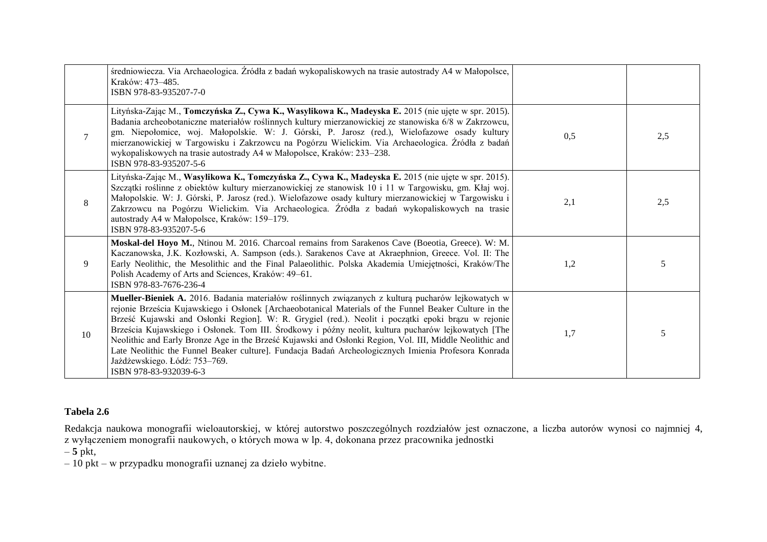| | | | |
|---|---|---|---|
| | średniowiecza. Via Archaeologica. Źródła z badań wykopaliskowych na trasie autostrady A4 w Małopolsce, Kraków: 473–485.<br>ISBN 978-83-935207-7-0 | | |
| 7 | Lityńska-Zając M., **Tomczyńska Z., Cywa K., Wasylikowa K., Madeyska E.** 2015 (nie ujęte w spr. 2015). Badania archeobotaniczne materiałów roślinnych kultury mierzanowickiej ze stanowiska 6/8 w Zakrzowcu, gm. Niepołomice, woj. Małopolskie. W: J. Górski, P. Jarosz (red.), Wielofazowe osady kultury mierzanowickiej w Targowisku i Zakrzowcu na Pogórzu Wielickim. Via Archaeologica. Źródła z badań wykopaliskowych na trasie autostrady A4 w Małopolsce, Kraków: 233–238.<br>ISBN 978-83-935207-5-6 | 0,5 | 2,5 |
| 8 | Lityńska-Zając M., **Wasylikowa K., Tomczyńska Z., Cywa K., Madeyska E.** 2015 (nie ujęte w spr. 2015). Szczątki roślinne z obiektów kultury mierzanowickiej ze stanowisk 10 i 11 w Targowisku, gm. Kłaj woj. Małopolskie. W: J. Górski, P. Jarosz (red.). Wielofazowe osady kultury mierzanowickiej w Targowisku i Zakrzowcu na Pogórzu Wielickim. Via Archaeologica. Źródła z badań wykopaliskowych na trasie autostrady A4 w Małopolsce, Kraków: 159–179.<br>ISBN 978-83-935207-5-6 | 2,1 | 2,5 |
| 9 | **Moskal-del Hoyo M.**, Ntinou M. 2016. Charcoal remains from Sarakenos Cave (Boeotia, Greece). W: M. Kaczanowska, J.K. Kozłowski, A. Sampson (eds.). Sarakenos Cave at Akraephnion, Greece. Vol. II: The Early Neolithic, the Mesolithic and the Final Palaeolithic. Polska Akademia Umiejętności, Kraków/The Polish Academy of Arts and Sciences, Kraków: 49–61.<br>ISBN 978-83-7676-236-4 | 1,2 | 5 |
| 10 | **Mueller-Bieniek A.** 2016. Badania materiałów roślinnych związanych z kulturą pucharów lejkowatych w rejonie Brześcia Kujawskiego i Osłonek [Archaeobotanical Materials of the Funnel Beaker Culture in the Brześć Kujawski and Osłonki Region]. W: R. Grygiel (red.). Neolit i początki epoki brązu w rejonie Brześcia Kujawskiego i Osłonek. Tom III. Środkowy i późny neolit, kultura pucharów lejkowatych [The Neolithic and Early Bronze Age in the Brześć Kujawski and Osłonki Region, Vol. III, Middle Neolithic and Late Neolithic the Funnel Beaker culture]. Fundacja Badań Archeologicznych Imienia Profesora Konrada Jażdżewskiego. Łódź: 753–769.<br>ISBN 978-83-932039-6-3 | 1,7 | 5 |

**Tabela 2.6**

Redakcja naukowa monografii wieloautorskiej, w której autorstwo poszczególnych rozdziałów jest oznaczone, a liczba autorów wynosi co najmniej 4, z wyłączeniem monografii naukowych, o których mowa w lp. 4, dokonana przez pracownika jednostki
– **5** pkt,
– 10 pkt – w przypadku monografii uznanej za dzieło wybitne.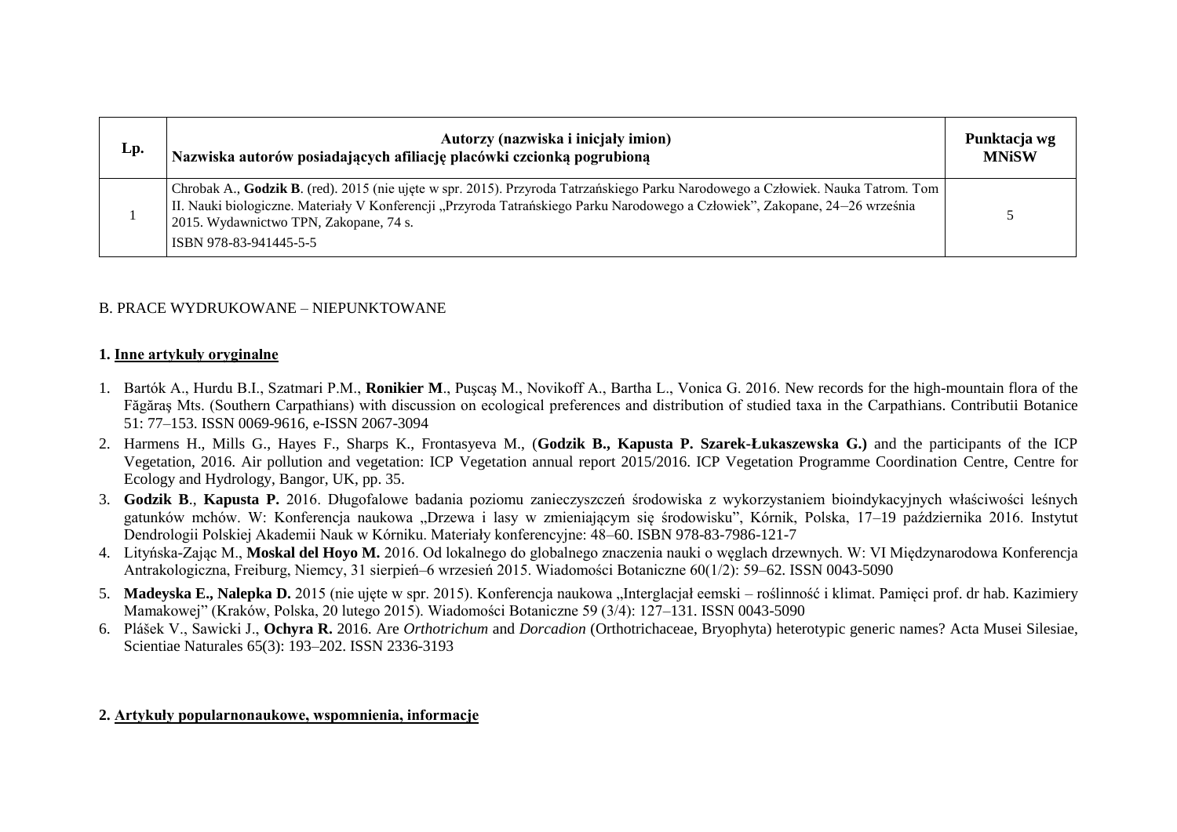| Lp. | Autorzy (nazwiska i inicjały imion)<br>Nazwiska autorów posiadających afiliację placówki czcionką pogrubioną | Punktacja wg MNiSW |
|---|---|---|
| 1 | Chrobak A., **Godzik B**. (red). 2015 (nie ujęte w spr. 2015). Przyroda Tatrzańskiego Parku Narodowego a Człowiek. Nauka Tatrom. Tom II. Nauki biologiczne. Materiały V Konferencji „Przyroda Tatrańskiego Parku Narodowego a Człowiek", Zakopane, 24–26 września 2015. Wydawnictwo TPN, Zakopane, 74 s.<br>ISBN 978-83-941445-5-5 | 5 |

B. PRACE WYDRUKOWANE – NIEPUNKTOWANE

**1. Inne artykuły oryginalne**

1. Bartók A., Hurdu B.I., Szatmari P.M., **Ronikier M**., Puşcaş M., Novikoff A., Bartha L., Vonica G. 2016. New records for the high-mountain flora of the Făgăraş Mts. (Southern Carpathians) with discussion on ecological preferences and distribution of studied taxa in the Carpathians. Contributii Botanice 51: 77–153. ISSN 0069-9616, e-ISSN 2067-3094
2. Harmens H., Mills G., Hayes F., Sharps K., Frontasyeva M., (**Godzik B., Kapusta P. Szarek-Łukaszewska G.)** and the participants of the ICP Vegetation, 2016. Air pollution and vegetation: ICP Vegetation annual report 2015/2016. ICP Vegetation Programme Coordination Centre, Centre for Ecology and Hydrology, Bangor, UK, pp. 35.
3. **Godzik B**., **Kapusta P.** 2016. Długofalowe badania poziomu zanieczyszczeń środowiska z wykorzystaniem bioindykacyjnych właściwości leśnych gatunków mchów. W: Konferencja naukowa „Drzewa i lasy w zmieniającym się środowisku", Kórnik, Polska, 17–19 października 2016. Instytut Dendrologii Polskiej Akademii Nauk w Kórniku. Materiały konferencyjne: 48–60. ISBN 978-83-7986-121-7
4. Lityńska-Zając M., **Moskal del Hoyo M.** 2016. Od lokalnego do globalnego znaczenia nauki o węglach drzewnych. W: VI Międzynarodowa Konferencja Antrakologiczna, Freiburg, Niemcy, 31 sierpień–6 wrzesień 2015. Wiadomości Botaniczne 60(1/2): 59–62. ISSN 0043-5090
5. **Madeyska E., Nalepka D.** 2015 (nie ujęte w spr. 2015). Konferencja naukowa „Interglacjał eemski – roślinność i klimat. Pamięci prof. dr hab. Kazimiery Mamakowej" (Kraków, Polska, 20 lutego 2015). Wiadomości Botaniczne 59 (3/4): 127–131. ISSN 0043-5090
6. Plášek V., Sawicki J., **Ochyra R.** 2016. Are *Orthotrichum* and *Dorcadion* (Orthotrichaceae, Bryophyta) heterotypic generic names? Acta Musei Silesiae, Scientiae Naturales 65(3): 193–202. ISSN 2336-3193

**2. Artykuły popularnonaukowe, wspomnienia, informacje**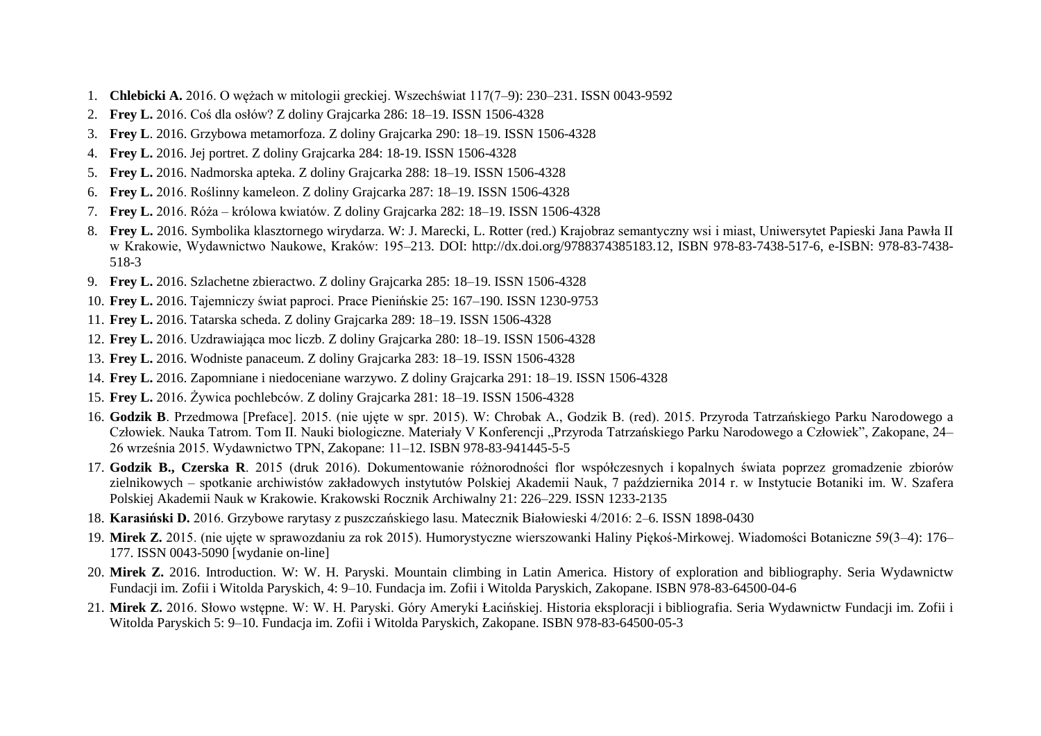1. **Chlebicki A.** 2016. O wężach w mitologii greckiej. Wszechświat 117(7–9): 230–231. ISSN 0043-9592
2. **Frey L.** 2016. Coś dla osłów? Z doliny Grajcarka 286: 18–19. ISSN 1506-4328
3. **Frey L**. 2016. Grzybowa metamorfoza. Z doliny Grajcarka 290: 18–19. ISSN 1506-4328
4. **Frey L.** 2016. Jej portret. Z doliny Grajcarka 284: 18-19. ISSN 1506-4328
5. **Frey L.** 2016. Nadmorska apteka. Z doliny Grajcarka 288: 18–19. ISSN 1506-4328
6. **Frey L.** 2016. Roślinny kameleon. Z doliny Grajcarka 287: 18–19. ISSN 1506-4328
7. **Frey L.** 2016. Róża – królowa kwiatów. Z doliny Grajcarka 282: 18–19. ISSN 1506-4328
8. **Frey L.** 2016. Symbolika klasztornego wirydarza. W: J. Marecki, L. Rotter (red.) Krajobraz semantyczny wsi i miast, Uniwersytet Papieski Jana Pawła II w Krakowie, Wydawnictwo Naukowe, Kraków: 195–213. DOI: http://dx.doi.org/9788374385183.12, ISBN 978-83-7438-517-6, e-ISBN: 978-83-7438-518-3
9. **Frey L.** 2016. Szlachetne zbieractwo. Z doliny Grajcarka 285: 18–19. ISSN 1506-4328
10. **Frey L.** 2016. Tajemniczy świat paproci. Prace Pienińskie 25: 167–190. ISSN 1230-9753
11. **Frey L.** 2016. Tatarska scheda. Z doliny Grajcarka 289: 18–19. ISSN 1506-4328
12. **Frey L.** 2016. Uzdrawiająca moc liczb. Z doliny Grajcarka 280: 18–19. ISSN 1506-4328
13. **Frey L.** 2016. Wodniste panaceum. Z doliny Grajcarka 283: 18–19. ISSN 1506-4328
14. **Frey L.** 2016. Zapomniane i niedoceniane warzywo. Z doliny Grajcarka 291: 18–19. ISSN 1506-4328
15. **Frey L.** 2016. Żywica pochlebców. Z doliny Grajcarka 281: 18–19. ISSN 1506-4328
16. **Godzik B**. Przedmowa [Preface]. 2015. (nie ujęte w spr. 2015). W: Chrobak A., Godzik B. (red). 2015. Przyroda Tatrzańskiego Parku Narodowego a Człowiek. Nauka Tatrom. Tom II. Nauki biologiczne. Materiały V Konferencji „Przyroda Tatrzańskiego Parku Narodowego a Człowiek", Zakopane, 24–26 września 2015. Wydawnictwo TPN, Zakopane: 11–12. ISBN 978-83-941445-5-5
17. **Godzik B., Czerska R**. 2015 (druk 2016). Dokumentowanie różnorodności flor współczesnych i kopalnych świata poprzez gromadzenie zbiorów zielnikowych – spotkanie archiwistów zakładowych instytutów Polskiej Akademii Nauk, 7 października 2014 r. w Instytucie Botaniki im. W. Szafera Polskiej Akademii Nauk w Krakowie. Krakowski Rocznik Archiwalny 21: 226–229. ISSN 1233-2135
18. **Karasiński D.** 2016. Grzybowe rarytasy z puszczańskiego lasu. Matecznik Białowieski 4/2016: 2–6. ISSN 1898-0430
19. **Mirek Z.** 2015. (nie ujęte w sprawozdaniu za rok 2015). Humorystyczne wierszowanki Haliny Piękoś-Mirkowej. Wiadomości Botaniczne 59(3–4): 176–177. ISSN 0043-5090 [wydanie on-line]
20. **Mirek Z.** 2016. Introduction. W: W. H. Paryski. Mountain climbing in Latin America. History of exploration and bibliography. Seria Wydawnictw Fundacji im. Zofii i Witolda Paryskich, 4: 9–10. Fundacja im. Zofii i Witolda Paryskich, Zakopane. ISBN 978-83-64500-04-6
21. **Mirek Z.** 2016. Słowo wstępne. W: W. H. Paryski. Góry Ameryki Łacińskiej. Historia eksploracji i bibliografia. Seria Wydawnictw Fundacji im. Zofii i Witolda Paryskich 5: 9–10. Fundacja im. Zofii i Witolda Paryskich, Zakopane. ISBN 978-83-64500-05-3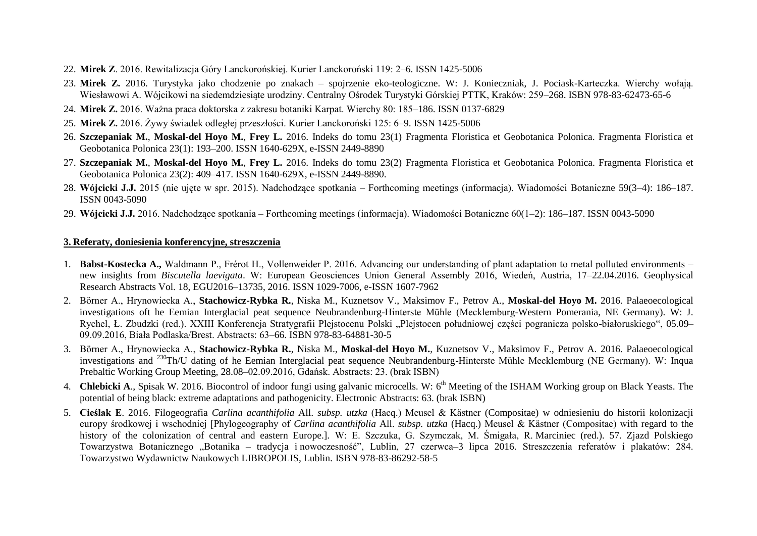22. **Mirek Z**. 2016. Rewitalizacja Góry Lanckorońskiej. Kurier Lanckoroński 119: 2–6. ISSN 1425-5006
23. **Mirek Z.** 2016. Turystyka jako chodzenie po znakach – spojrzenie eko-teologiczne. W: J. Konieczniak, J. Pociask-Karteczka. Wierchy wołają. Wiesławowi A. Wójcikowi na siedemdziesiąte urodziny. Centralny Ośrodek Turystyki Górskiej PTTK, Kraków: 259–268. ISBN 978-83-62473-65-6
24. **Mirek Z.** 2016. Ważna praca doktorska z zakresu botaniki Karpat. Wierchy 80: 185–186. ISSN 0137-6829
25. **Mirek Z.** 2016. Żywy świadek odległej przeszłości. Kurier Lanckoroński 125: 6–9. ISSN 1425-5006
26. **Szczepaniak M.**, **Moskal-del Hoyo M.**, **Frey L.** 2016. Indeks do tomu 23(1) Fragmenta Floristica et Geobotanica Polonica. Fragmenta Floristica et Geobotanica Polonica 23(1): 193–200. ISSN 1640-629X, e-ISSN 2449-8890
27. **Szczepaniak M.**, **Moskal-del Hoyo M.**, **Frey L.** 2016. Indeks do tomu 23(2) Fragmenta Floristica et Geobotanica Polonica. Fragmenta Floristica et Geobotanica Polonica 23(2): 409–417. ISSN 1640-629X, e-ISSN 2449-8890.
28. **Wójcicki J.J.** 2015 (nie ujęte w spr. 2015). Nadchodzące spotkania – Forthcoming meetings (informacja). Wiadomości Botaniczne 59(3–4): 186–187. ISSN 0043-5090
29. **Wójcicki J.J.** 2016. Nadchodzące spotkania – Forthcoming meetings (informacja). Wiadomości Botaniczne 60(1–2): 186–187. ISSN 0043-5090

### 3. Referaty, doniesienia konferencyjne, streszczenia

1. **Babst-Kostecka A.,** Waldmann P., Frérot H., Vollenweider P. 2016. Advancing our understanding of plant adaptation to metal polluted environments – new insights from *Biscutella laevigata*. W: European Geosciences Union General Assembly 2016, Wiedeń, Austria, 17–22.04.2016. Geophysical Research Abstracts Vol. 18, EGU2016–13735, 2016. ISSN 1029-7006, e-ISSN 1607-7962
2. Börner A., Hrynowiecka A., **Stachowicz-Rybka R.**, Niska M., Kuznetsov V., Maksimov F., Petrov A., **Moskal-del Hoyo M.** 2016. Palaeoecological investigations oft he Eemian Interglacial peat sequence Neubrandenburg-Hinterste Mühle (Mecklemburg-Western Pomerania, NE Germany). W: J. Rychel, Ł. Zbudzki (red.). XXIII Konferencja Stratygrafii Plejstocenu Polski „Plejstocen południowej części pogranicza polsko-białoruskiego", 05.09–09.09.2016, Biała Podlaska/Brest. Abstracts: 63–66. ISBN 978-83-64881-30-5
3. Börner A., Hrynowiecka A., **Stachowicz-Rybka R.**, Niska M., **Moskal-del Hoyo M.**, Kuznetsov V., Maksimov F., Petrov A. 2016. Palaeoecological investigations and $^{230}$Th/U dating of he Eemian Interglacial peat sequence Neubrandenburg-Hinterste Mühle Mecklemburg (NE Germany). W: Inqua Prebaltic Working Group Meeting, 28.08–02.09.2016, Gdańsk. Abstracts: 23. (brak ISBN)
4. **Chlebicki A**., Spisak W. 2016. Biocontrol of indoor fungi using galvanic microcells. W: 6$^{th}$ Meeting of the ISHAM Working group on Black Yeasts. The potential of being black: extreme adaptations and pathogenicity. Electronic Abstracts: 63. (brak ISBN)
5. **Cieślak E**. 2016. Filogeografia *Carlina acanthifolia* All. *subsp. utzka* (Hacq.) Meusel & Kästner (Compositae) w odniesieniu do historii kolonizacji europy środkowej i wschodniej [Phylogeography of *Carlina acanthifolia* All. *subsp. utzka* (Hacq.) Meusel & Kästner (Compositae) with regard to the history of the colonization of central and eastern Europe.]. W: E. Szczuka, G. Szymczak, M. Śmigała, R. Marciniec (red.). 57. Zjazd Polskiego Towarzystwa Botanicznego „Botanika – tradycja i nowoczesność", Lublin, 27 czerwca–3 lipca 2016. Streszczenia referatów i plakatów: 284. Towarzystwo Wydawnictw Naukowych LIBROPOLIS, Lublin. ISBN 978-83-86292-58-5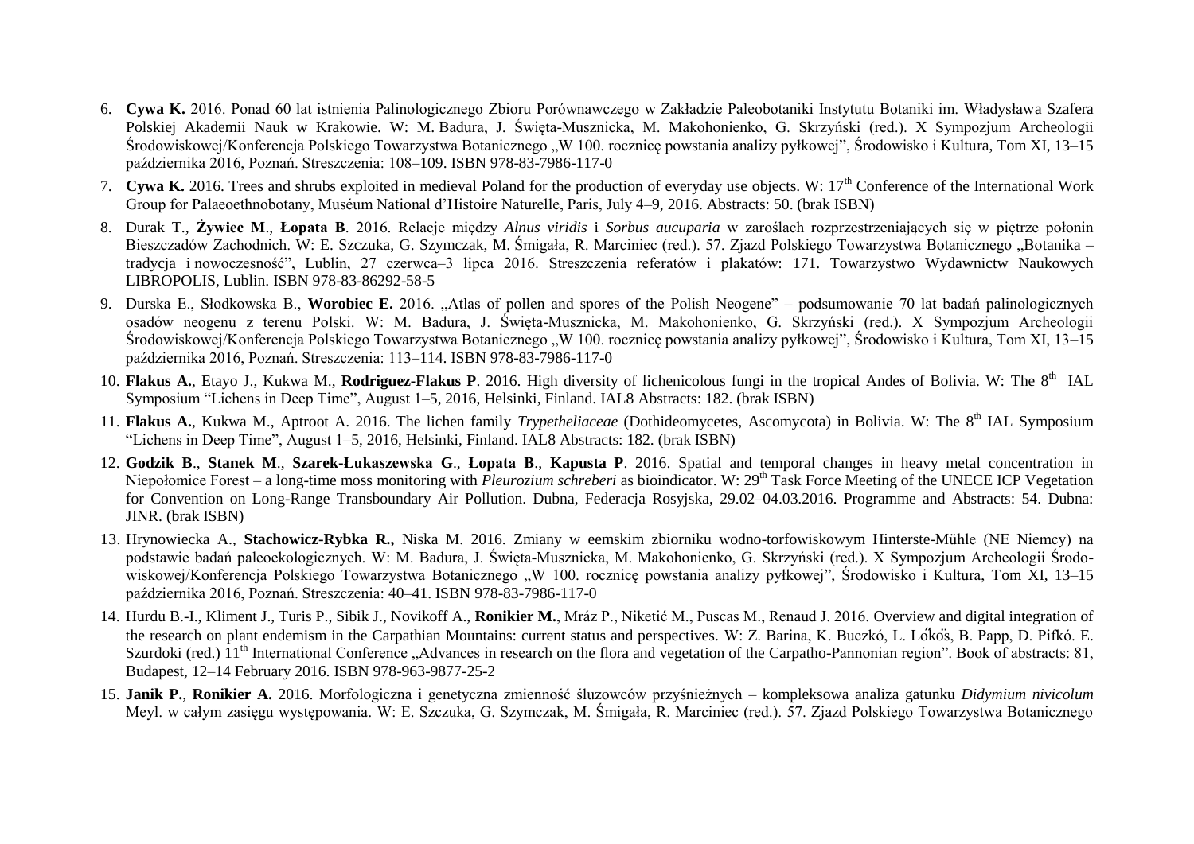6. **Cywa K.** 2016. Ponad 60 lat istnienia Palinologicznego Zbioru Porównawczego w Zakładzie Paleobotaniki Instytutu Botaniki im. Władysława Szafera Polskiej Akademii Nauk w Krakowie. W: M. Badura, J. Święta-Musznicka, M. Makohonienko, G. Skrzyński (red.). X Sympozjum Archeologii Środowiskowej/Konferencja Polskiego Towarzystwa Botanicznego „W 100. rocznicę powstania analizy pyłkowej", Środowisko i Kultura, Tom XI, 13–15 października 2016, Poznań. Streszczenia: 108–109. ISBN 978-83-7986-117-0
7. **Cywa K.** 2016. Trees and shrubs exploited in medieval Poland for the production of everyday use objects. W: 17th Conference of the International Work Group for Palaeoethnobotany, Muséum National d'Histoire Naturelle, Paris, July 4–9, 2016. Abstracts: 50. (brak ISBN)
8. Durak T., **Żywiec M**., **Łopata B**. 2016. Relacje między *Alnus viridis* i *Sorbus aucuparia* w zaroślach rozprzestrzeniających się w piętrze połonin Bieszczadów Zachodnich. W: E. Szczuka, G. Szymczak, M. Śmigała, R. Marciniec (red.). 57. Zjazd Polskiego Towarzystwa Botanicznego „Botanika – tradycja i nowoczesność", Lublin, 27 czerwca–3 lipca 2016. Streszczenia referatów i plakatów: 171. Towarzystwo Wydawnictw Naukowych LIBROPOLIS, Lublin. ISBN 978-83-86292-58-5
9. Durska E., Słodkowska B., **Worobiec E.** 2016. „Atlas of pollen and spores of the Polish Neogene" – podsumowanie 70 lat badań palinologicznych osadów neogenu z terenu Polski. W: M. Badura, J. Święta-Musznicka, M. Makohonienko, G. Skrzyński (red.). X Sympozjum Archeologii Środowiskowej/Konferencja Polskiego Towarzystwa Botanicznego „W 100. rocznicę powstania analizy pyłkowej", Środowisko i Kultura, Tom XI, 13–15 października 2016, Poznań. Streszczenia: 113–114. ISBN 978-83-7986-117-0
10. **Flakus A.**, Etayo J., Kukwa M., **Rodriguez-Flakus P**. 2016. High diversity of lichenicolous fungi in the tropical Andes of Bolivia. W: The 8th IAL Symposium "Lichens in Deep Time", August 1–5, 2016, Helsinki, Finland. IAL8 Abstracts: 182. (brak ISBN)
11. **Flakus A.**, Kukwa M., Aptroot A. 2016. The lichen family *Trypetheliaceae* (Dothideomycetes, Ascomycota) in Bolivia. W: The 8th IAL Symposium "Lichens in Deep Time", August 1–5, 2016, Helsinki, Finland. IAL8 Abstracts: 182. (brak ISBN)
12. **Godzik B**., **Stanek M**., **Szarek-Łukaszewska G**., **Łopata B**., **Kapusta P**. 2016. Spatial and temporal changes in heavy metal concentration in Niepołomice Forest – a long-time moss monitoring with *Pleurozium schreberi* as bioindicator. W: 29th Task Force Meeting of the UNECE ICP Vegetation for Convention on Long-Range Transboundary Air Pollution. Dubna, Federacja Rosyjska, 29.02–04.03.2016. Programme and Abstracts: 54. Dubna: JINR. (brak ISBN)
13. Hrynowiecka A., **Stachowicz-Rybka R.,** Niska M. 2016. Zmiany w eemskim zbiorniku wodno-torfowiskowym Hinterste-Mühle (NE Niemcy) na podstawie badań paleoekologicznych. W: M. Badura, J. Święta-Musznicka, M. Makohonienko, G. Skrzyński (red.). X Sympozjum Archeologii Środowiskowej/Konferencja Polskiego Towarzystwa Botanicznego „W 100. rocznicę powstania analizy pyłkowej", Środowisko i Kultura, Tom XI, 13–15 października 2016, Poznań. Streszczenia: 40–41. ISBN 978-83-7986-117-0
14. Hurdu B.-I., Kliment J., Turis P., Sibik J., Novikoff A., **Ronikier M.**, Mráz P., Niketić M., Puscas M., Renaud J. 2016. Overview and digital integration of the research on plant endemism in the Carpathian Mountains: current status and perspectives. W: Z. Barina, K. Buczkó, L. Lőkös, B. Papp, D. Pifkó. E. Szurdoki (red.) 11th International Conference „Advances in research on the flora and vegetation of the Carpatho-Pannonian region". Book of abstracts: 81, Budapest, 12–14 February 2016. ISBN 978-963-9877-25-2
15. **Janik P.**, **Ronikier A.** 2016. Morfologiczna i genetyczna zmienność śluzowców przyśnieżnych – kompleksowa analiza gatunku *Didymium nivicolum* Meyl. w całym zasięgu występowania. W: E. Szczuka, G. Szymczak, M. Śmigała, R. Marciniec (red.). 57. Zjazd Polskiego Towarzystwa Botanicznego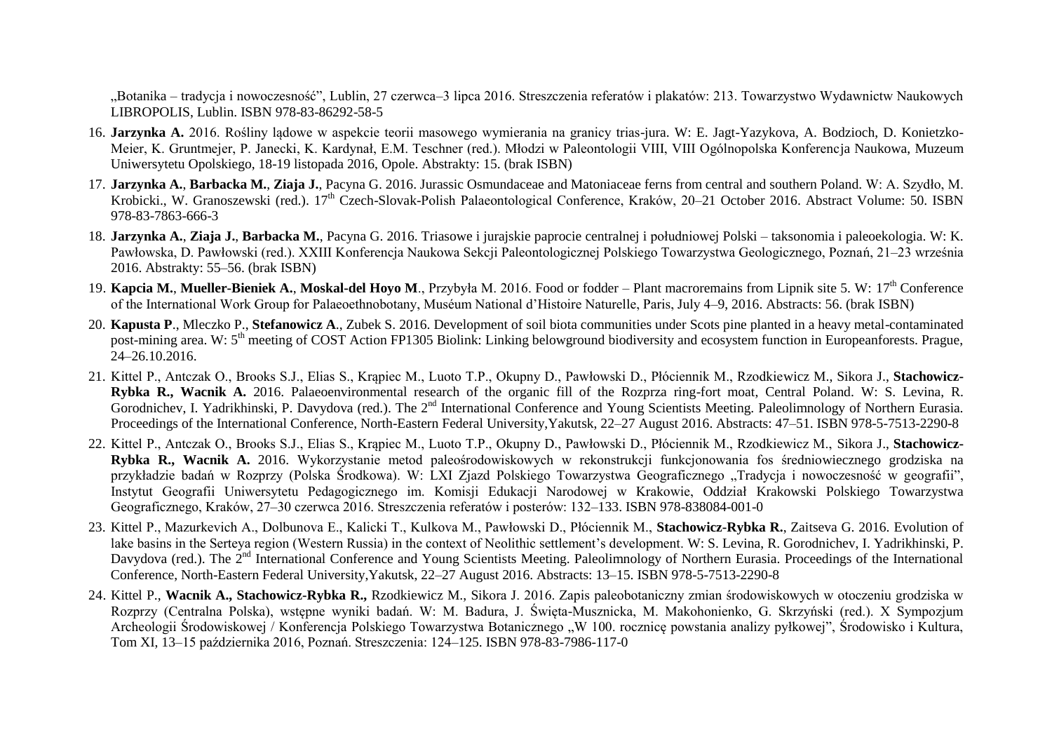„Botanika – tradycja i nowoczesność", Lublin, 27 czerwca–3 lipca 2016. Streszczenia referatów i plakatów: 213. Towarzystwo Wydawnictw Naukowych LIBROPOLIS, Lublin. ISBN 978-83-86292-58-5

16. **Jarzynka A.** 2016. Rośliny lądowe w aspekcie teorii masowego wymierania na granicy trias-jura. W: E. Jagt-Yazykova, A. Bodzioch, D. Konietzko-Meier, K. Gruntmejer, P. Janecki, K. Kardynał, E.M. Teschner (red.). Młodzi w Paleontologii VIII, VIII Ogólnopolska Konferencja Naukowa, Muzeum Uniwersytetu Opolskiego, 18-19 listopada 2016, Opole. Abstrakty: 15. (brak ISBN)
17. **Jarzynka A.**, **Barbacka M.**, **Ziaja J.**, Pacyna G. 2016. Jurassic Osmundaceae and Matoniaceae ferns from central and southern Poland. W: A. Szydło, M. Krobicki., W. Granoszewski (red.). 17th Czech-Slovak-Polish Palaeontological Conference, Kraków, 20–21 October 2016. Abstract Volume: 50. ISBN 978-83-7863-666-3
18. **Jarzynka A.**, **Ziaja J.**, **Barbacka M.**, Pacyna G. 2016. Triasowe i jurajskie paprocie centralnej i południowej Polski – taksonomia i paleoekologia. W: K. Pawłowska, D. Pawłowski (red.). XXIII Konferencja Naukowa Sekcji Paleontologicznej Polskiego Towarzystwa Geologicznego, Poznań, 21–23 września 2016. Abstrakty: 55–56. (brak ISBN)
19. **Kapcia M.**, **Mueller-Bieniek A.**, **Moskal-del Hoyo M**., Przybyła M. 2016. Food or fodder – Plant macroremains from Lipnik site 5. W: 17th Conference of the International Work Group for Palaeoethnobotany, Muséum National d'Histoire Naturelle, Paris, July 4–9, 2016. Abstracts: 56. (brak ISBN)
20. **Kapusta P**., Mleczko P., **Stefanowicz A**., Zubek S. 2016. Development of soil biota communities under Scots pine planted in a heavy metal-contaminated post-mining area. W: 5th meeting of COST Action FP1305 Biolink: Linking belowground biodiversity and ecosystem function in Europeanforests. Prague, 24–26.10.2016.
21. Kittel P., Antczak O., Brooks S.J., Elias S., Krąpiec M., Luoto T.P., Okupny D., Pawłowski D., Płóciennik M., Rzodkiewicz M., Sikora J., **Stachowicz-Rybka R., Wacnik A.** 2016. Palaeoenvironmental research of the organic fill of the Rozprza ring-fort moat, Central Poland. W: S. Levina, R. Gorodnichev, I. Yadrikhinski, P. Davydova (red.). The 2nd International Conference and Young Scientists Meeting. Paleolimnology of Northern Eurasia. Proceedings of the International Conference, North-Eastern Federal University,Yakutsk, 22–27 August 2016. Abstracts: 47–51. ISBN 978-5-7513-2290-8
22. Kittel P., Antczak O., Brooks S.J., Elias S., Krąpiec M., Luoto T.P., Okupny D., Pawłowski D., Płóciennik M., Rzodkiewicz M., Sikora J., **Stachowicz-Rybka R., Wacnik A.** 2016. Wykorzystanie metod paleośrodowiskowych w rekonstrukcji funkcjonowania fos średniowiecznego grodziska na przykładzie badań w Rozprzy (Polska Środkowa). W: LXI Zjazd Polskiego Towarzystwa Geograficznego „Tradycja i nowoczesność w geografii", Instytut Geografii Uniwersytetu Pedagogicznego im. Komisji Edukacji Narodowej w Krakowie, Oddział Krakowski Polskiego Towarzystwa Geograficznego, Kraków, 27–30 czerwca 2016. Streszczenia referatów i posterów: 132–133. ISBN 978-838084-001-0
23. Kittel P., Mazurkevich A., Dolbunova E., Kalicki T., Kulkova M., Pawłowski D., Płóciennik M., **Stachowicz-Rybka R.**, Zaitseva G. 2016. Evolution of lake basins in the Serteya region (Western Russia) in the context of Neolithic settlement's development. W: S. Levina, R. Gorodnichev, I. Yadrikhinski, P. Davydova (red.). The 2nd International Conference and Young Scientists Meeting. Paleolimnology of Northern Eurasia. Proceedings of the International Conference, North-Eastern Federal University,Yakutsk, 22–27 August 2016. Abstracts: 13–15. ISBN 978-5-7513-2290-8
24. Kittel P., **Wacnik A., Stachowicz-Rybka R.,** Rzodkiewicz M., Sikora J. 2016. Zapis paleobotaniczny zmian środowiskowych w otoczeniu grodziska w Rozprzy (Centralna Polska), wstępne wyniki badań. W: M. Badura, J. Święta-Musznicka, M. Makohonienko, G. Skrzyński (red.). X Sympozjum Archeologii Środowiskowej / Konferencja Polskiego Towarzystwa Botanicznego „W 100. rocznicę powstania analizy pyłkowej", Środowisko i Kultura, Tom XI, 13–15 października 2016, Poznań. Streszczenia: 124–125. ISBN 978-83-7986-117-0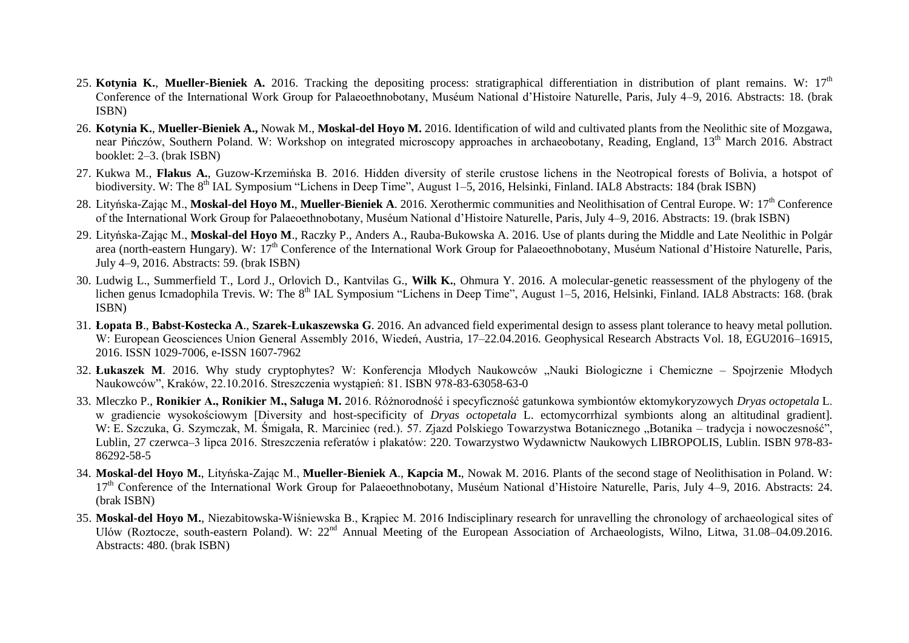25. **Kotynia K.**, **Mueller-Bieniek A.** 2016. Tracking the depositing process: stratigraphical differentiation in distribution of plant remains. W: 17th Conference of the International Work Group for Palaeoethnobotany, Muséum National d'Histoire Naturelle, Paris, July 4–9, 2016. Abstracts: 18. (brak ISBN)
26. **Kotynia K.**, **Mueller-Bieniek A.,** Nowak M., **Moskal-del Hoyo M.** 2016. Identification of wild and cultivated plants from the Neolithic site of Mozgawa, near Pińczów, Southern Poland. W: Workshop on integrated microscopy approaches in archaeobotany, Reading, England, 13th March 2016. Abstract booklet: 2–3. (brak ISBN)
27. Kukwa M., **Flakus A.**, Guzow-Krzemińska B. 2016. Hidden diversity of sterile crustose lichens in the Neotropical forests of Bolivia, a hotspot of biodiversity. W: The 8th IAL Symposium "Lichens in Deep Time", August 1–5, 2016, Helsinki, Finland. IAL8 Abstracts: 184 (brak ISBN)
28. Lityńska-Zając M., **Moskal-del Hoyo M.**, **Mueller-Bieniek A**. 2016. Xerothermic communities and Neolithisation of Central Europe. W: 17th Conference of the International Work Group for Palaeoethnobotany, Muséum National d'Histoire Naturelle, Paris, July 4–9, 2016. Abstracts: 19. (brak ISBN)
29. Lityńska-Zając M., **Moskal-del Hoyo M**., Raczky P., Anders A., Rauba-Bukowska A. 2016. Use of plants during the Middle and Late Neolithic in Polgár area (north-eastern Hungary). W: 17th Conference of the International Work Group for Palaeoethnobotany, Muséum National d'Histoire Naturelle, Paris, July 4–9, 2016. Abstracts: 59. (brak ISBN)
30. Ludwig L., Summerfield T., Lord J., Orlovich D., Kantvilas G., **Wilk K.**, Ohmura Y. 2016. A molecular-genetic reassessment of the phylogeny of the lichen genus Icmadophila Trevis. W: The 8th IAL Symposium "Lichens in Deep Time", August 1–5, 2016, Helsinki, Finland. IAL8 Abstracts: 168. (brak ISBN)
31. **Łopata B**., **Babst-Kostecka A**., **Szarek-Łukaszewska G**. 2016. An advanced field experimental design to assess plant tolerance to heavy metal pollution. W: European Geosciences Union General Assembly 2016, Wiedeń, Austria, 17–22.04.2016. Geophysical Research Abstracts Vol. 18, EGU2016–16915, 2016. ISSN 1029-7006, e-ISSN 1607-7962
32. **Łukaszek M**. 2016. Why study cryptophytes? W: Konferencja Młodych Naukowców „Nauki Biologiczne i Chemiczne – Spojrzenie Młodych Naukowców", Kraków, 22.10.2016. Streszczenia wystąpień: 81. ISBN 978-83-63058-63-0
33. Mleczko P., **Ronikier A., Ronikier M., Saługa M.** 2016. Różnorodność i specyficzność gatunkowa symbiontów ektomykoryzowych *Dryas octopetala* L. w gradiencie wysokościowym [Diversity and host-specificity of *Dryas octopetala* L. ectomycorrhizal symbionts along an altitudinal gradient]. W: E. Szczuka, G. Szymczak, M. Śmigała, R. Marciniec (red.). 57. Zjazd Polskiego Towarzystwa Botanicznego „Botanika – tradycja i nowoczesność", Lublin, 27 czerwca–3 lipca 2016. Streszczenia referatów i plakatów: 220. Towarzystwo Wydawnictw Naukowych LIBROPOLIS, Lublin. ISBN 978-83-86292-58-5
34. **Moskal-del Hoyo M.**, Lityńska-Zając M., **Mueller-Bieniek A**., **Kapcia M.**, Nowak M. 2016. Plants of the second stage of Neolithisation in Poland. W: 17th Conference of the International Work Group for Palaeoethnobotany, Muséum National d'Histoire Naturelle, Paris, July 4–9, 2016. Abstracts: 24. (brak ISBN)
35. **Moskal-del Hoyo M.**, Niezabitowska-Wiśniewska B., Krąpiec M. 2016 Indisciplinary research for unravelling the chronology of archaeological sites of Ulów (Roztocze, south-eastern Poland). W: 22nd Annual Meeting of the European Association of Archaeologists, Wilno, Litwa, 31.08–04.09.2016. Abstracts: 480. (brak ISBN)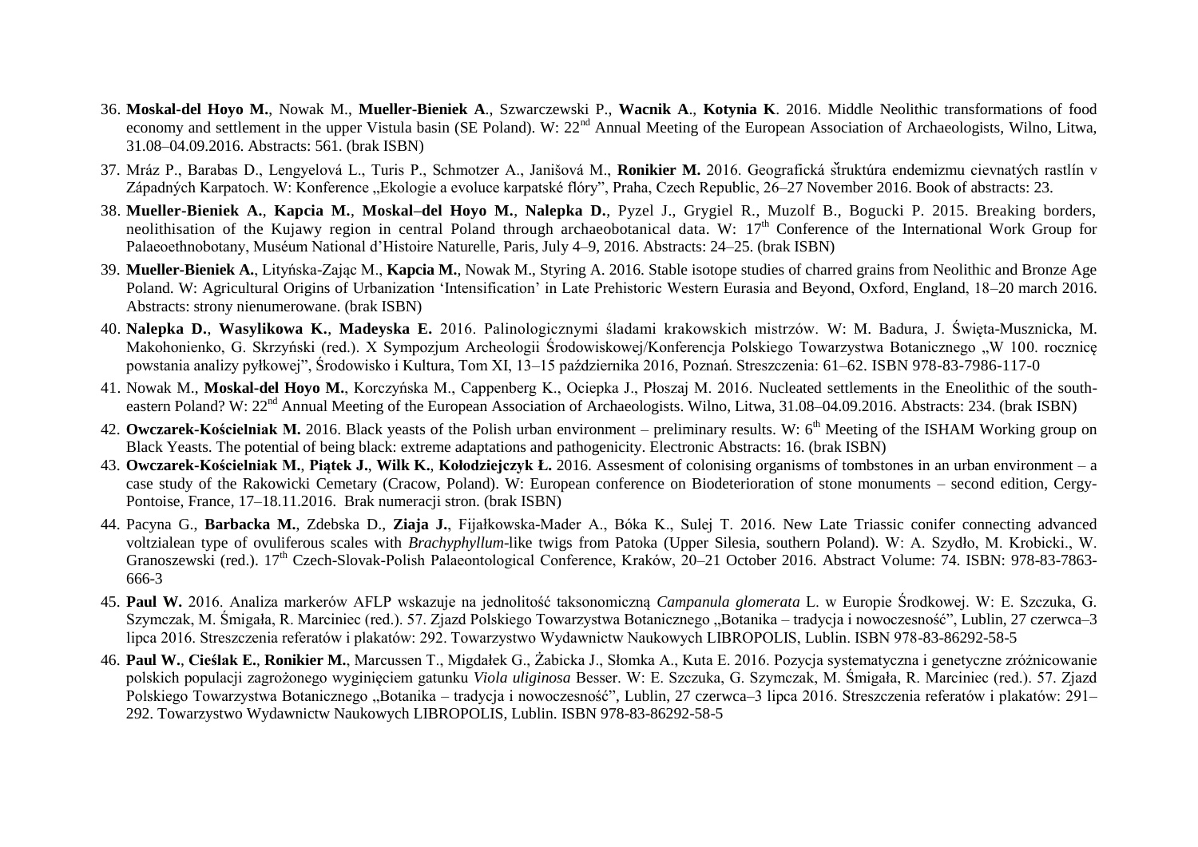36. **Moskal-del Hoyo M.**, Nowak M., **Mueller-Bieniek A**., Szwarczewski P., **Wacnik A**., **Kotynia K**. 2016. Middle Neolithic transformations of food economy and settlement in the upper Vistula basin (SE Poland). W: 22nd Annual Meeting of the European Association of Archaeologists, Wilno, Litwa, 31.08–04.09.2016. Abstracts: 561. (brak ISBN)

37. Mráz P., Barabas D., Lengyelová L., Turis P., Schmotzer A., Janišová M., **Ronikier M.** 2016. Geografická štruktúra endemizmu cievnatých rastlín v Západných Karpatoch. W: Konference „Ekologie a evoluce karpatské flóry", Praha, Czech Republic, 26–27 November 2016. Book of abstracts: 23.

38. **Mueller-Bieniek A.**, **Kapcia M.**, **Moskal–del Hoyo M.**, **Nalepka D.**, Pyzel J., Grygiel R., Muzolf B., Bogucki P. 2015. Breaking borders, neolithisation of the Kujawy region in central Poland through archaeobotanical data. W: 17th Conference of the International Work Group for Palaeoethnobotany, Muséum National d'Histoire Naturelle, Paris, July 4–9, 2016. Abstracts: 24–25. (brak ISBN)

39. **Mueller-Bieniek A.**, Lityńska-Zając M., **Kapcia M.**, Nowak M., Styring A. 2016. Stable isotope studies of charred grains from Neolithic and Bronze Age Poland. W: Agricultural Origins of Urbanization 'Intensification' in Late Prehistoric Western Eurasia and Beyond, Oxford, England, 18–20 march 2016. Abstracts: strony nienumerowane. (brak ISBN)

40. **Nalepka D.**, **Wasylikowa K.**, **Madeyska E.** 2016. Palinologicznymi śladami krakowskich mistrzów. W: M. Badura, J. Święta-Musznicka, M. Makohonienko, G. Skrzyński (red.). X Sympozjum Archeologii Środowiskowej/Konferencja Polskiego Towarzystwa Botanicznego „W 100. rocznicę powstania analizy pyłkowej", Środowisko i Kultura, Tom XI, 13–15 października 2016, Poznań. Streszczenia: 61–62. ISBN 978-83-7986-117-0

41. Nowak M., **Moskal-del Hoyo M.**, Korczyńska M., Cappenberg K., Ociepka J., Płoszaj M. 2016. Nucleated settlements in the Eneolithic of the south-eastern Poland? W: 22nd Annual Meeting of the European Association of Archaeologists. Wilno, Litwa, 31.08–04.09.2016. Abstracts: 234. (brak ISBN)

42. **Owczarek-Kościelniak M.** 2016. Black yeasts of the Polish urban environment – preliminary results. W: 6th Meeting of the ISHAM Working group on Black Yeasts. The potential of being black: extreme adaptations and pathogenicity. Electronic Abstracts: 16. (brak ISBN)

43. **Owczarek-Kościelniak M.**, **Piątek J.**, **Wilk K.**, **Kołodziejczyk Ł.** 2016. Assesment of colonising organisms of tombstones in an urban environment – a case study of the Rakowicki Cemetary (Cracow, Poland). W: European conference on Biodeterioration of stone monuments – second edition, Cergy-Pontoise, France, 17–18.11.2016. Brak numeracji stron. (brak ISBN)

44. Pacyna G., **Barbacka M.**, Zdebska D., **Ziaja J.**, Fijałkowska-Mader A., Bóka K., Sulej T. 2016. New Late Triassic conifer connecting advanced voltzialean type of ovuliferous scales with *Brachyphyllum*-like twigs from Patoka (Upper Silesia, southern Poland). W: A. Szydło, M. Krobicki., W. Granoszewski (red.). 17th Czech-Slovak-Polish Palaeontological Conference, Kraków, 20–21 October 2016. Abstract Volume: 74. ISBN: 978-83-7863-666-3

45. **Paul W.** 2016. Analiza markerów AFLP wskazuje na jednolitość taksonomiczną *Campanula glomerata* L. w Europie Środkowej. W: E. Szczuka, G. Szymczak, M. Śmigała, R. Marciniec (red.). 57. Zjazd Polskiego Towarzystwa Botanicznego „Botanika – tradycja i nowoczesność", Lublin, 27 czerwca–3 lipca 2016. Streszczenia referatów i plakatów: 292. Towarzystwo Wydawnictw Naukowych LIBROPOLIS, Lublin. ISBN 978-83-86292-58-5

46. **Paul W.**, **Cieślak E.**, **Ronikier M.**, Marcussen T., Migdałek G., Żabicka J., Słomka A., Kuta E. 2016. Pozycja systematyczna i genetyczne zróżnicowanie polskich populacji zagrożonego wyginięciem gatunku *Viola uliginosa* Besser. W: E. Szczuka, G. Szymczak, M. Śmigała, R. Marciniec (red.). 57. Zjazd Polskiego Towarzystwa Botanicznego „Botanika – tradycja i nowoczesność", Lublin, 27 czerwca–3 lipca 2016. Streszczenia referatów i plakatów: 291–292. Towarzystwo Wydawnictw Naukowych LIBROPOLIS, Lublin. ISBN 978-83-86292-58-5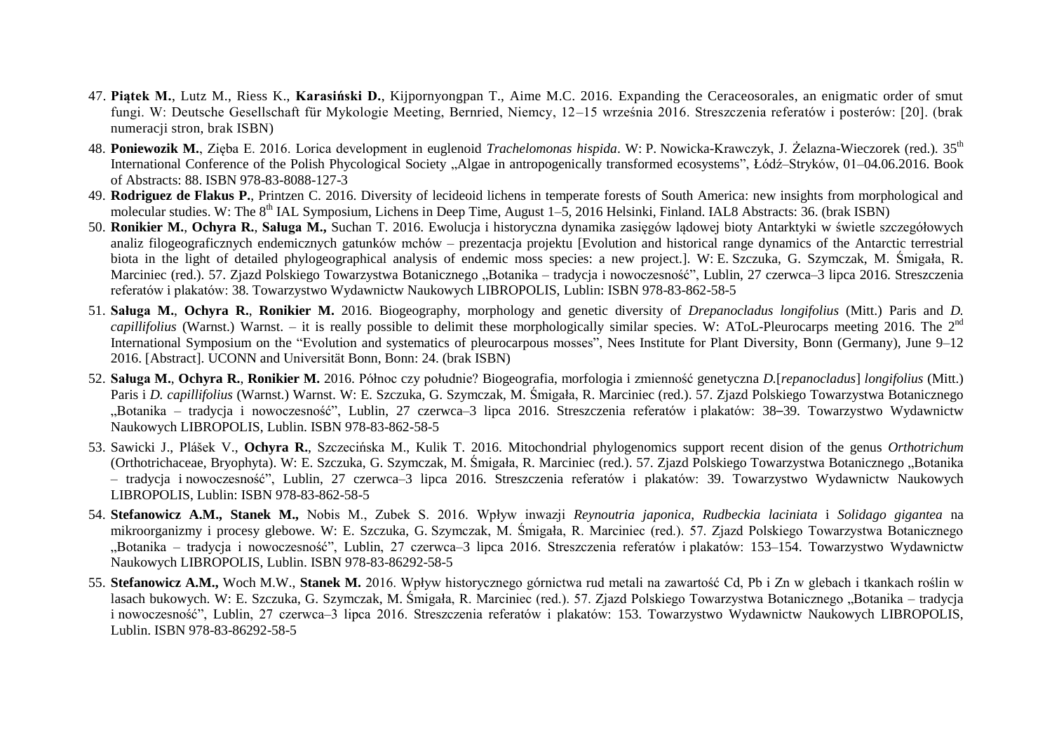47. **Piątek M.**, Lutz M., Riess K., **Karasiński D.**, Kijpornyongpan T., Aime M.C. 2016. Expanding the Ceraceosorales, an enigmatic order of smut fungi. W: Deutsche Gesellschaft für Mykologie Meeting, Bernried, Niemcy, 12–15 września 2016. Streszczenia referatów i posterów: [20]. (brak numeracji stron, brak ISBN)
48. **Poniewozik M.**, Zięba E. 2016. Lorica development in euglenoid *Trachelomonas hispida*. W: P. Nowicka-Krawczyk, J. Żelazna-Wieczorek (red.). 35th International Conference of the Polish Phycological Society „Algae in antropogenically transformed ecosystems", Łódź–Stryków, 01–04.06.2016. Book of Abstracts: 88. ISBN 978-83-8088-127-3
49. **Rodriguez de Flakus P.**, Printzen C. 2016. Diversity of lecideoid lichens in temperate forests of South America: new insights from morphological and molecular studies. W: The 8th IAL Symposium, Lichens in Deep Time, August 1–5, 2016 Helsinki, Finland. IAL8 Abstracts: 36. (brak ISBN)
50. **Ronikier M.**, **Ochyra R.**, **Saługa M.,** Suchan T. 2016. Ewolucja i historyczna dynamika zasięgów lądowej bioty Antarktyki w świetle szczegółowych analiz filogeograficznych endemicznych gatunków mchów – prezentacja projektu [Evolution and historical range dynamics of the Antarctic terrestrial biota in the light of detailed phylogeographical analysis of endemic moss species: a new project.]. W: E. Szczuka, G. Szymczak, M. Śmigała, R. Marciniec (red.). 57. Zjazd Polskiego Towarzystwa Botanicznego „Botanika – tradycja i nowoczesność", Lublin, 27 czerwca–3 lipca 2016. Streszczenia referatów i plakatów: 38. Towarzystwo Wydawnictw Naukowych LIBROPOLIS, Lublin: ISBN 978-83-862-58-5
51. **Saługa M.**, **Ochyra R.**, **Ronikier M.** 2016. Biogeography, morphology and genetic diversity of *Drepanocladus longifolius* (Mitt.) Paris and *D. capillifolius* (Warnst.) Warnst. – it is really possible to delimit these morphologically similar species. W: AToL-Pleurocarps meeting 2016. The 2nd International Symposium on the "Evolution and systematics of pleurocarpous mosses", Nees Institute for Plant Diversity, Bonn (Germany), June 9–12 2016. [Abstract]. UCONN and Universität Bonn, Bonn: 24. (brak ISBN)
52. **Saługa M.**, **Ochyra R.**, **Ronikier M.** 2016. Północ czy południe? Biogeografia, morfologia i zmienność genetyczna *D.*[*repanocladus*] *longifolius* (Mitt.) Paris i *D. capillifolius* (Warnst.) Warnst. W: E. Szczuka, G. Szymczak, M. Śmigała, R. Marciniec (red.). 57. Zjazd Polskiego Towarzystwa Botanicznego „Botanika – tradycja i nowoczesność", Lublin, 27 czerwca–3 lipca 2016. Streszczenia referatów i plakatów: 38–39. Towarzystwo Wydawnictw Naukowych LIBROPOLIS, Lublin. ISBN 978-83-862-58-5
53. Sawicki J., Plášek V., **Ochyra R.**, Szczecińska M., Kulik T. 2016. Mitochondrial phylogenomics support recent dision of the genus *Orthotrichum* (Orthotrichaceae, Bryophyta). W: E. Szczuka, G. Szymczak, M. Śmigała, R. Marciniec (red.). 57. Zjazd Polskiego Towarzystwa Botanicznego „Botanika – tradycja i nowoczesność", Lublin, 27 czerwca–3 lipca 2016. Streszczenia referatów i plakatów: 39. Towarzystwo Wydawnictw Naukowych LIBROPOLIS, Lublin: ISBN 978-83-862-58-5
54. **Stefanowicz A.M., Stanek M.,** Nobis M., Zubek S. 2016. Wpływ inwazji *Reynoutria japonica, Rudbeckia laciniata* i *Solidago gigantea* na mikroorganizmy i procesy glebowe. W: E. Szczuka, G. Szymczak, M. Śmigała, R. Marciniec (red.). 57. Zjazd Polskiego Towarzystwa Botanicznego „Botanika – tradycja i nowoczesność", Lublin, 27 czerwca–3 lipca 2016. Streszczenia referatów i plakatów: 153–154. Towarzystwo Wydawnictw Naukowych LIBROPOLIS, Lublin. ISBN 978-83-86292-58-5
55. **Stefanowicz A.M.,** Woch M.W., **Stanek M.** 2016. Wpływ historycznego górnictwa rud metali na zawartość Cd, Pb i Zn w glebach i tkankach roślin w lasach bukowych. W: E. Szczuka, G. Szymczak, M. Śmigała, R. Marciniec (red.). 57. Zjazd Polskiego Towarzystwa Botanicznego „Botanika – tradycja i nowoczesność", Lublin, 27 czerwca–3 lipca 2016. Streszczenia referatów i plakatów: 153. Towarzystwo Wydawnictw Naukowych LIBROPOLIS, Lublin. ISBN 978-83-86292-58-5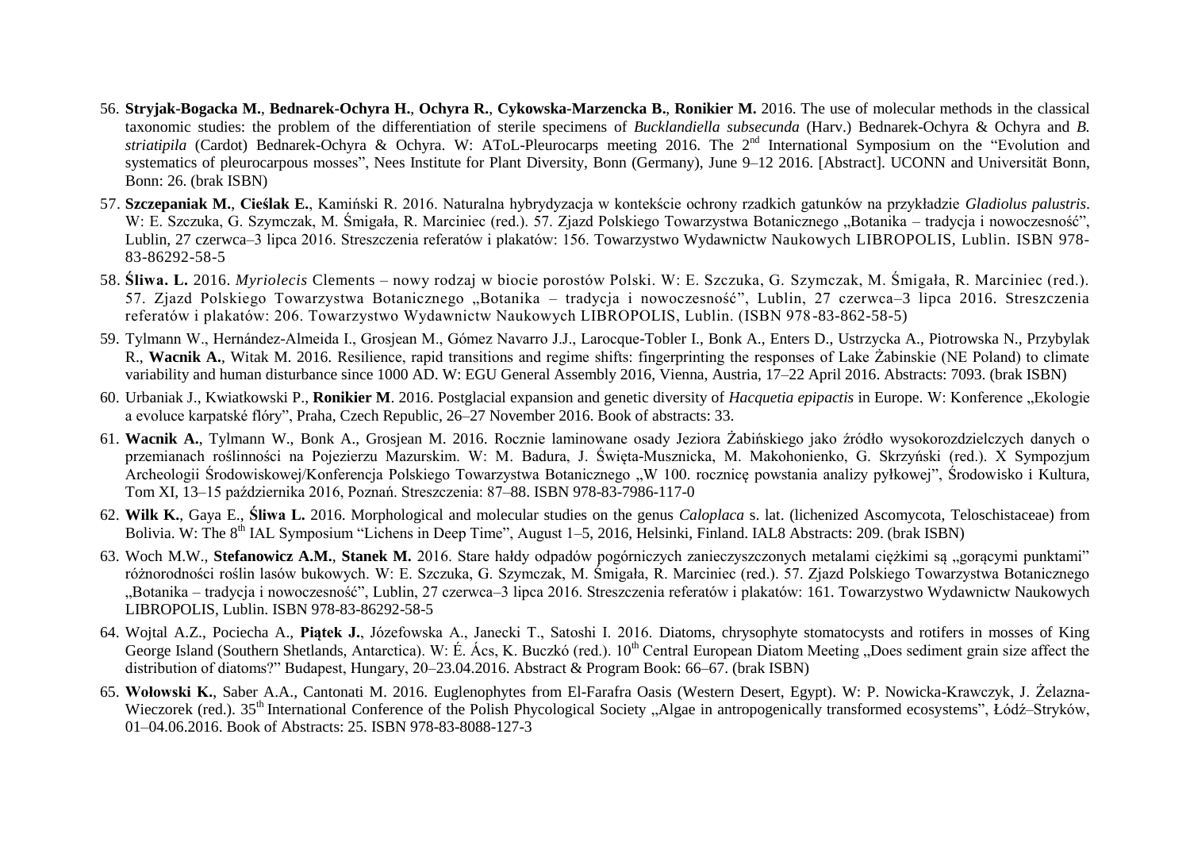56. **Stryjak-Bogacka M.**, **Bednarek-Ochyra H.**, **Ochyra R.**, **Cykowska-Marzencka B.**, **Ronikier M.** 2016. The use of molecular methods in the classical taxonomic studies: the problem of the differentiation of sterile specimens of *Bucklandiella subsecunda* (Harv.) Bednarek-Ochyra & Ochyra and *B. striatipila* (Cardot) Bednarek-Ochyra & Ochyra. W: AToL-Pleurocarps meeting 2016. The 2[nd] International Symposium on the "Evolution and systematics of pleurocarpous mosses", Nees Institute for Plant Diversity, Bonn (Germany), June 9–12 2016. [Abstract]. UCONN and Universität Bonn, Bonn: 26. (brak ISBN)

57. **Szczepaniak M.**, **Cieślak E.**, Kamiński R. 2016. Naturalna hybrydyzacja w kontekście ochrony rzadkich gatunków na przykładzie *Gladiolus palustris*. W: E. Szczuka, G. Szymczak, M. Śmigała, R. Marciniec (red.). 57. Zjazd Polskiego Towarzystwa Botanicznego „Botanika – tradycja i nowoczesność", Lublin, 27 czerwca–3 lipca 2016. Streszczenia referatów i plakatów: 156. Towarzystwo Wydawnictw Naukowych LIBROPOLIS, Lublin. ISBN 978-83-86292-58-5

58. **Śliwa. L.** 2016. *Myriolecis* Clements – nowy rodzaj w biocie porostów Polski. W: E. Szczuka, G. Szymczak, M. Śmigała, R. Marciniec (red.). 57. Zjazd Polskiego Towarzystwa Botanicznego „Botanika – tradycja i nowoczesność", Lublin, 27 czerwca–3 lipca 2016. Streszczenia referatów i plakatów: 206. Towarzystwo Wydawnictw Naukowych LIBROPOLIS, Lublin. (ISBN 978-83-862-58-5)

59. Tylmann W., Hernández-Almeida I., Grosjean M., Gómez Navarro J.J., Larocque-Tobler I., Bonk A., Enters D., Ustrzycka A., Piotrowska N., Przybylak R., **Wacnik A.**, Witak M. 2016. Resilience, rapid transitions and regime shifts: fingerprinting the responses of Lake Żabinskie (NE Poland) to climate variability and human disturbance since 1000 AD. W: EGU General Assembly 2016, Vienna, Austria, 17–22 April 2016. Abstracts: 7093. (brak ISBN)

60. Urbaniak J., Kwiatkowski P., **Ronikier M**. 2016. Postglacial expansion and genetic diversity of *Hacquetia epipactis* in Europe. W: Konference „Ekologie a evoluce karpatské flóry", Praha, Czech Republic, 26–27 November 2016. Book of abstracts: 33.

61. **Wacnik A.**, Tylmann W., Bonk A., Grosjean M. 2016. Rocznie laminowane osady Jeziora Żabińskiego jako źródło wysokorozdzielczych danych o przemianach roślinności na Pojezierzu Mazurskim. W: M. Badura, J. Święta-Musznicka, M. Makohonienko, G. Skrzyński (red.). X Sympozjum Archeologii Środowiskowej/Konferencja Polskiego Towarzystwa Botanicznego „W 100. rocznicę powstania analizy pyłkowej", Środowisko i Kultura, Tom XI, 13–15 października 2016, Poznań. Streszczenia: 87–88. ISBN 978-83-7986-117-0

62. **Wilk K.**, Gaya E., **Śliwa L.** 2016. Morphological and molecular studies on the genus *Caloplaca* s. lat. (lichenized Ascomycota, Teloschistaceae) from Bolivia. W: The 8[th] IAL Symposium "Lichens in Deep Time", August 1–5, 2016, Helsinki, Finland. IAL8 Abstracts: 209. (brak ISBN)

63. Woch M.W., **Stefanowicz A.M.**, **Stanek M.** 2016. Stare hałdy odpadów pogórniczych zanieczyszczonych metalami ciężkimi są „gorącymi punktami" różnorodności roślin lasów bukowych. W: E. Szczuka, G. Szymczak, M. Śmigała, R. Marciniec (red.). 57. Zjazd Polskiego Towarzystwa Botanicznego „Botanika – tradycja i nowoczesność", Lublin, 27 czerwca–3 lipca 2016. Streszczenia referatów i plakatów: 161. Towarzystwo Wydawnictw Naukowych LIBROPOLIS, Lublin. ISBN 978-83-86292-58-5

64. Wojtal A.Z., Pociecha A., **Piątek J.**, Józefowska A., Janecki T., Satoshi I. 2016. Diatoms, chrysophyte stomatocysts and rotifers in mosses of King George Island (Southern Shetlands, Antarctica). W: É. Ács, K. Buczkó (red.). 10[th] Central European Diatom Meeting „Does sediment grain size affect the distribution of diatoms?" Budapest, Hungary, 20–23.04.2016. Abstract & Program Book: 66–67. (brak ISBN)

65. **Wołowski K.**, Saber A.A., Cantonati M. 2016. Euglenophytes from El-Farafra Oasis (Western Desert, Egypt). W: P. Nowicka-Krawczyk, J. Żelazna-Wieczorek (red.). 35[th] International Conference of the Polish Phycological Society „Algae in antropogenically transformed ecosystems", Łódź–Stryków, 01–04.06.2016. Book of Abstracts: 25. ISBN 978-83-8088-127-3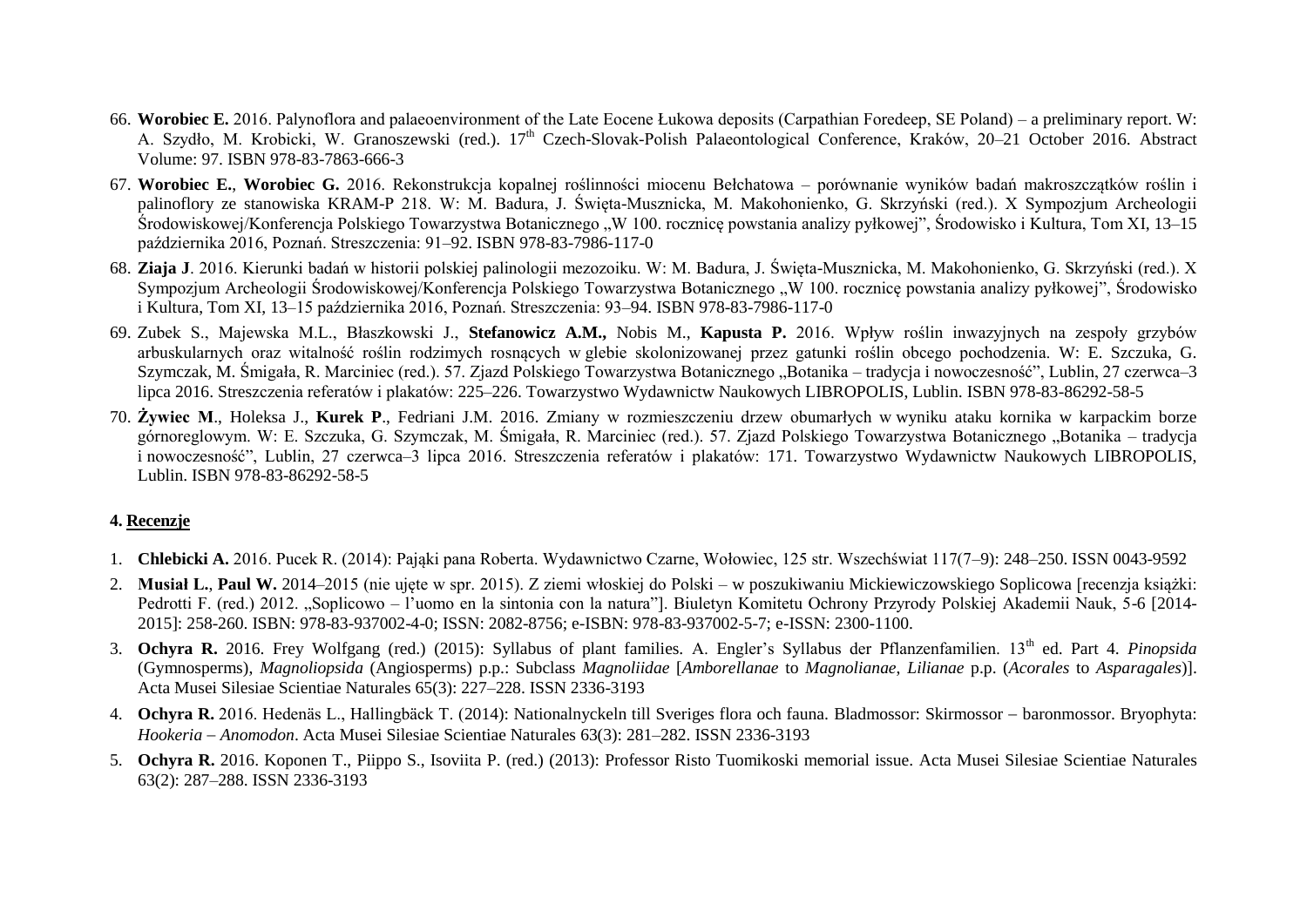66. **Worobiec E.** 2016. Palynoflora and palaeoenvironment of the Late Eocene Łukowa deposits (Carpathian Foredeep, SE Poland) – a preliminary report. W: A. Szydło, M. Krobicki, W. Granoszewski (red.). 17th Czech-Slovak-Polish Palaeontological Conference, Kraków, 20–21 October 2016. Abstract Volume: 97. ISBN 978-83-7863-666-3

67. **Worobiec E.**, **Worobiec G.** 2016. Rekonstrukcja kopalnej roślinności miocenu Bełchatowa – porównanie wyników badań makroszczątków roślin i palinoflory ze stanowiska KRAM-P 218. W: M. Badura, J. Święta-Musznicka, M. Makohonienko, G. Skrzyński (red.). X Sympozjum Archeologii Środowiskowej/Konferencja Polskiego Towarzystwa Botanicznego „W 100. rocznicę powstania analizy pyłkowej", Środowisko i Kultura, Tom XI, 13–15 października 2016, Poznań. Streszczenia: 91–92. ISBN 978-83-7986-117-0

68. **Ziaja J**. 2016. Kierunki badań w historii polskiej palinologii mezozoiku. W: M. Badura, J. Święta-Musznicka, M. Makohonienko, G. Skrzyński (red.). X Sympozjum Archeologii Środowiskowej/Konferencja Polskiego Towarzystwa Botanicznego „W 100. rocznicę powstania analizy pyłkowej", Środowisko i Kultura, Tom XI, 13–15 października 2016, Poznań. Streszczenia: 93–94. ISBN 978-83-7986-117-0

69. Zubek S., Majewska M.L., Błaszkowski J., **Stefanowicz A.M.,** Nobis M., **Kapusta P.** 2016. Wpływ roślin inwazyjnych na zespoły grzybów arbuskularnych oraz witalność roślin rodzimych rosnących w glebie skolonizowanej przez gatunki roślin obcego pochodzenia. W: E. Szczuka, G. Szymczak, M. Śmigała, R. Marciniec (red.). 57. Zjazd Polskiego Towarzystwa Botanicznego „Botanika – tradycja i nowoczesność", Lublin, 27 czerwca–3 lipca 2016. Streszczenia referatów i plakatów: 225–226. Towarzystwo Wydawnictw Naukowych LIBROPOLIS, Lublin. ISBN 978-83-86292-58-5

70. **Żywiec M**., Holeksa J., **Kurek P**., Fedriani J.M. 2016. Zmiany w rozmieszczeniu drzew obumarłych w wyniku ataku kornika w karpackim borze górnoreglowym. W: E. Szczuka, G. Szymczak, M. Śmigała, R. Marciniec (red.). 57. Zjazd Polskiego Towarzystwa Botanicznego „Botanika – tradycja i nowoczesność", Lublin, 27 czerwca–3 lipca 2016. Streszczenia referatów i plakatów: 171. Towarzystwo Wydawnictw Naukowych LIBROPOLIS, Lublin. ISBN 978-83-86292-58-5

### 4. Recenzje

1. **Chlebicki A.** 2016. Pucek R. (2014): Pająki pana Roberta. Wydawnictwo Czarne, Wołowiec, 125 str. Wszechświat 117(7–9): 248–250. ISSN 0043-9592
2. **Musiał L.**, **Paul W.** 2014–2015 (nie ujęte w spr. 2015). Z ziemi włoskiej do Polski – w poszukiwaniu Mickiewiczowskiego Soplicowa [recenzja książki: Pedrotti F. (red.) 2012. „Soplicowo – l'uomo en la sintonia con la natura"]. Biuletyn Komitetu Ochrony Przyrody Polskiej Akademii Nauk, 5-6 [2014-2015]: 258-260. ISBN: 978-83-937002-4-0; ISSN: 2082-8756; e-ISBN: 978-83-937002-5-7; e-ISSN: 2300-1100.
3. **Ochyra R.** 2016. Frey Wolfgang (red.) (2015): Syllabus of plant families. A. Engler's Syllabus der Pflanzenfamilien. 13th ed. Part 4. *Pinopsida* (Gymnosperms), *Magnoliopsida* (Angiosperms) p.p.: Subclass *Magnoliidae* [*Amborellanae* to *Magnolianae*, *Lilianae* p.p. (*Acorales* to *Asparagales*)]. Acta Musei Silesiae Scientiae Naturales 65(3): 227–228. ISSN 2336-3193
4. **Ochyra R.** 2016. Hedenäs L., Hallingbäck T. (2014): Nationalnyckeln till Sveriges flora och fauna. Bladmossor: Skirmossor – baronmossor. Bryophyta: *Hookeria – Anomodon*. Acta Musei Silesiae Scientiae Naturales 63(3): 281–282. ISSN 2336-3193
5. **Ochyra R.** 2016. Koponen T., Piippo S., Isoviita P. (red.) (2013): Professor Risto Tuomikoski memorial issue. Acta Musei Silesiae Scientiae Naturales 63(2): 287–288. ISSN 2336-3193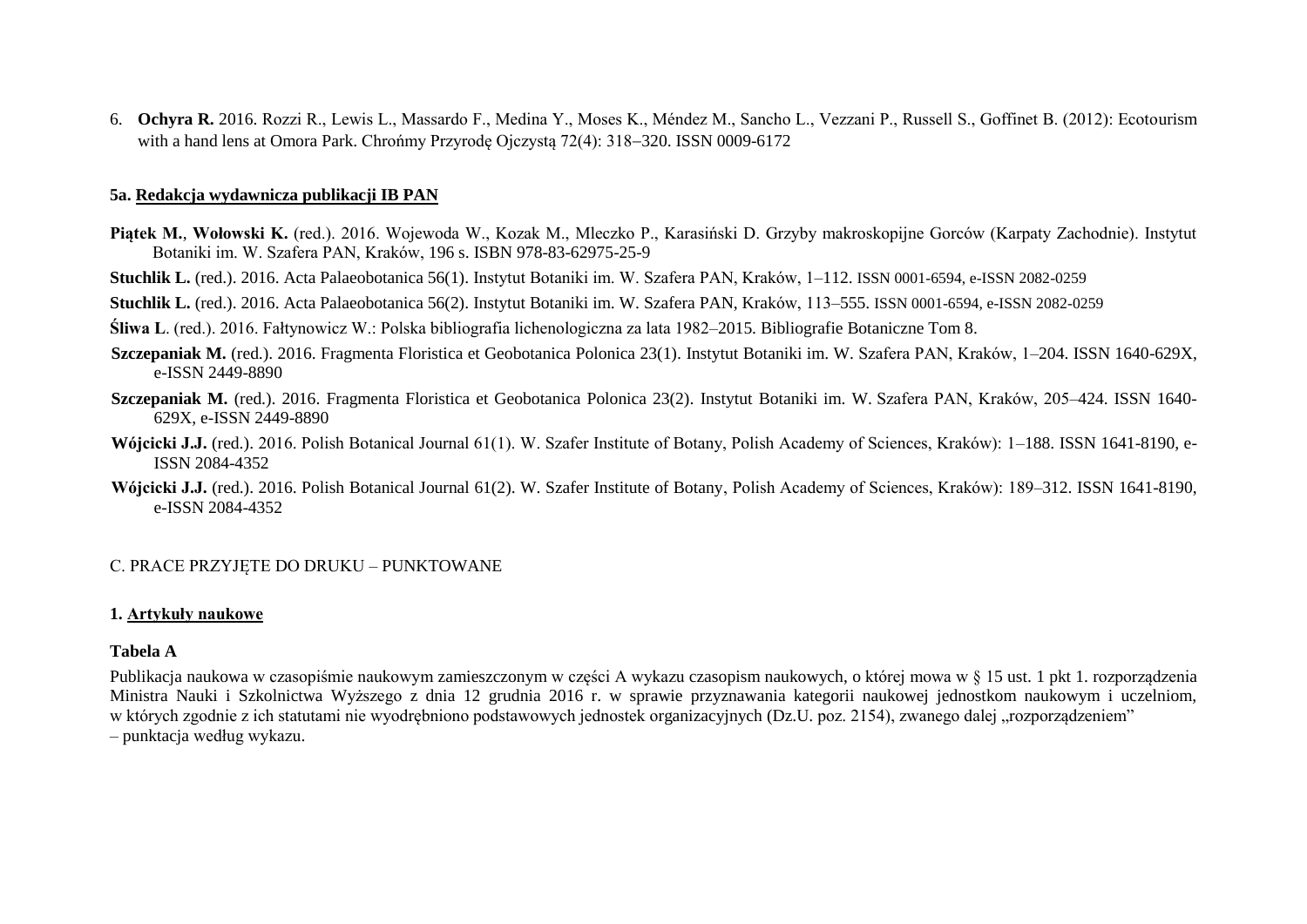6. **Ochyra R.** 2016. Rozzi R., Lewis L., Massardo F., Medina Y., Moses K., Méndez M., Sancho L., Vezzani P., Russell S., Goffinet B. (2012): Ecotourism with a hand lens at Omora Park. Chrońmy Przyrodę Ojczystą 72(4): 318–320. ISSN 0009-6172

**5a. Redakcja wydawnicza publikacji IB PAN**

**Piątek M.**, **Wołowski K.** (red.). 2016. Wojewoda W., Kozak M., Mleczko P., Karasiński D. Grzyby makroskopijne Gorców (Karpaty Zachodnie). Instytut Botaniki im. W. Szafera PAN, Kraków, 196 s. ISBN 978-83-62975-25-9

**Stuchlik L.** (red.). 2016. Acta Palaeobotanica 56(1). Instytut Botaniki im. W. Szafera PAN, Kraków, 1–112. ISSN 0001-6594, e-ISSN 2082-0259

**Stuchlik L.** (red.). 2016. Acta Palaeobotanica 56(2). Instytut Botaniki im. W. Szafera PAN, Kraków, 113–555. ISSN 0001-6594, e-ISSN 2082-0259

**Śliwa L**. (red.). 2016. Fałtynowicz W.: Polska bibliografia lichenologiczna za lata 1982–2015. Bibliografie Botaniczne Tom 8.

**Szczepaniak M.** (red.). 2016. Fragmenta Floristica et Geobotanica Polonica 23(1). Instytut Botaniki im. W. Szafera PAN, Kraków, 1–204. ISSN 1640-629X, e-ISSN 2449-8890

**Szczepaniak M.** (red.). 2016. Fragmenta Floristica et Geobotanica Polonica 23(2). Instytut Botaniki im. W. Szafera PAN, Kraków, 205–424. ISSN 1640-629X, e-ISSN 2449-8890

**Wójcicki J.J.** (red.). 2016. Polish Botanical Journal 61(1). W. Szafer Institute of Botany, Polish Academy of Sciences, Kraków): 1–188. ISSN 1641-8190, e-ISSN 2084-4352

**Wójcicki J.J.** (red.). 2016. Polish Botanical Journal 61(2). W. Szafer Institute of Botany, Polish Academy of Sciences, Kraków): 189–312. ISSN 1641-8190, e-ISSN 2084-4352

C. PRACE PRZYJĘTE DO DRUKU – PUNKTOWANE

**1. Artykuły naukowe**

**Tabela A**

Publikacja naukowa w czasopiśmie naukowym zamieszczonym w części A wykazu czasopism naukowych, o której mowa w § 15 ust. 1 pkt 1. rozporządzenia Ministra Nauki i Szkolnictwa Wyższego z dnia 12 grudnia 2016 r. w sprawie przyznawania kategorii naukowej jednostkom naukowym i uczelniom, w których zgodnie z ich statutami nie wyodrębniono podstawowych jednostek organizacyjnych (Dz.U. poz. 2154), zwanego dalej „rozporządzeniem" – punktacja według wykazu.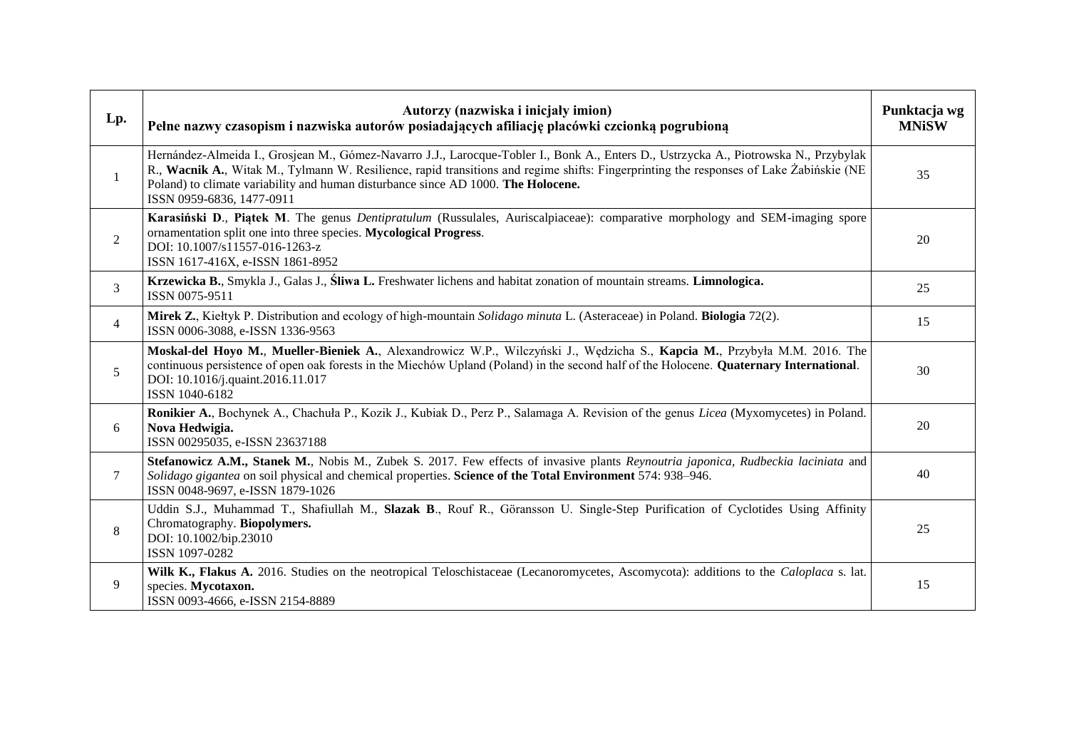| Lp. | Autorzy (nazwiska i inicjały imion) Pełne nazwy czasopism i nazwiska autorów posiadających afiliację placówki czcionką pogrubioną | Punktacja wg MNiSW |
|---|---|---|
| 1 | Hernández-Almeida I., Grosjean M., Gómez-Navarro J.J., Larocque-Tobler I., Bonk A., Enters D., Ustrzycka A., Piotrowska N., Przybylak R., **Wacnik A.**, Witak M., Tylmann W. Resilience, rapid transitions and regime shifts: Fingerprinting the responses of Lake Żabińskie (NE Poland) to climate variability and human disturbance since AD 1000. **The Holocene.** ISSN 0959-6836, 1477-0911 | 35 |
| 2 | **Karasiński D**., **Piątek M**. The genus *Dentipratulum* (Russulales, Auriscalpiaceae): comparative morphology and SEM-imaging spore ornamentation split one into three species. **Mycological Progress**. DOI: 10.1007/s11557-016-1263-z ISSN 1617-416X, e-ISSN 1861-8952 | 20 |
| 3 | **Krzewicka B.**, Smykla J., Galas J., **Śliwa L.** Freshwater lichens and habitat zonation of mountain streams. **Limnologica.** ISSN 0075-9511 | 25 |
| 4 | **Mirek Z.**, Kiełtyk P. Distribution and ecology of high-mountain *Solidago minuta* L. (Asteraceae) in Poland. **Biologia** 72(2). ISSN 0006-3088, e-ISSN 1336-9563 | 15 |
| 5 | **Moskal-del Hoyo M.**, **Mueller-Bieniek A.**, Alexandrowicz W.P., Wilczyński J., Wędzicha S., **Kapcia M.**, Przybyła M.M. 2016. The continuous persistence of open oak forests in the Miechów Upland (Poland) in the second half of the Holocene. **Quaternary International**. DOI: 10.1016/j.quaint.2016.11.017 ISSN 1040-6182 | 30 |
| 6 | **Ronikier A.**, Bochynek A., Chachuła P., Kozik J., Kubiak D., Perz P., Salamaga A. Revision of the genus *Licea* (Myxomycetes) in Poland. **Nova Hedwigia.** ISSN 00295035, e-ISSN 23637188 | 20 |
| 7 | **Stefanowicz A.M., Stanek M.**, Nobis M., Zubek S. 2017. Few effects of invasive plants *Reynoutria japonica, Rudbeckia laciniata* and *Solidago gigantea* on soil physical and chemical properties. **Science of the Total Environment** 574: 938–946. ISSN 0048-9697, e-ISSN 1879-1026 | 40 |
| 8 | Uddin S.J., Muhammad T., Shafiullah M., **Slazak B**., Rouf R., Göransson U. Single-Step Purification of Cyclotides Using Affinity Chromatography. **Biopolymers.** DOI: 10.1002/bip.23010 ISSN 1097-0282 | 25 |
| 9 | **Wilk K., Flakus A.** 2016. Studies on the neotropical Teloschistaceae (Lecanoromycetes, Ascomycota): additions to the *Caloplaca* s. lat. species. **Mycotaxon.** ISSN 0093-4666, e-ISSN 2154-8889 | 15 |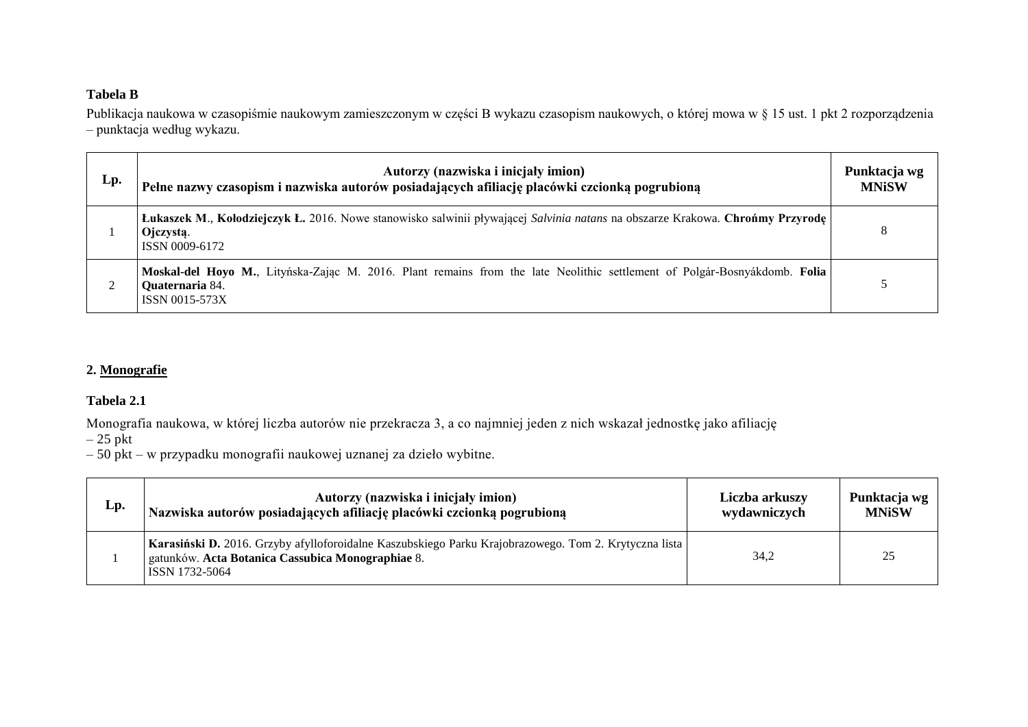**Tabela B**

Publikacja naukowa w czasopiśmie naukowym zamieszczonym w części B wykazu czasopism naukowych, o której mowa w § 15 ust. 1 pkt 2 rozporządzenia – punktacja według wykazu.

| Lp. | Autorzy (nazwiska i inicjały imion) Pełne nazwy czasopism i nazwiska autorów posiadających afiliację placówki czcionką pogrubioną | Punktacja wg MNiSW |
|---|---|---|
| 1 | **Łukaszek M**., **Kołodziejczyk Ł.** 2016. Nowe stanowisko salwinii pływającej *Salvinia natans* na obszarze Krakowa. **Chrońmy Przyrodę Ojczystą**. ISSN 0009-6172 | 8 |
| 2 | **Moskal-del Hoyo M.**, Lityńska-Zając M. 2016. Plant remains from the late Neolithic settlement of Polgár-Bosnyákdomb. **Folia Quaternaria** 84. ISSN 0015-573X | 5 |

## 2. Monografie

**Tabela 2.1**

Monografia naukowa, w której liczba autorów nie przekracza 3, a co najmniej jeden z nich wskazał jednostkę jako afiliację
– 25 pkt
– 50 pkt – w przypadku monografii naukowej uznanej za dzieło wybitne.

| Lp. | Autorzy (nazwiska i inicjały imion) Nazwiska autorów posiadających afiliację placówki czcionką pogrubioną | Liczba arkuszy wydawniczych | Punktacja wg MNiSW |
|---|---|---|---|
| 1 | **Karasiński D.** 2016. Grzyby afylloforoidalne Kaszubskiego Parku Krajobrazowego. Tom 2. Krytyczna lista gatunków. **Acta Botanica Cassubica Monographiae** 8. ISSN 1732-5064 | 34,2 | 25 |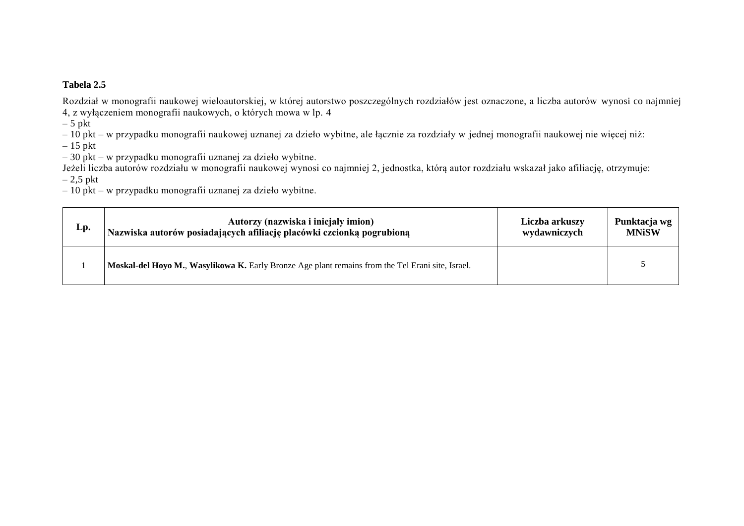**Tabela 2.5**

Rozdział w monografii naukowej wieloautorskiej, w której autorstwo poszczególnych rozdziałów jest oznaczone, a liczba autorów wynosi co najmniej 4, z wyłączeniem monografii naukowych, o których mowa w lp. 4
– 5 pkt
– 10 pkt – w przypadku monografii naukowej uznanej za dzieło wybitne, ale łącznie za rozdziały w jednej monografii naukowej nie więcej niż:
– 15 pkt
– 30 pkt – w przypadku monografii uznanej za dzieło wybitne.
Jeżeli liczba autorów rozdziału w monografii naukowej wynosi co najmniej 2, jednostka, którą autor rozdziału wskazał jako afiliację, otrzymuje:
– 2,5 pkt
– 10 pkt – w przypadku monografii uznanej za dzieło wybitne.

| Lp. | Autorzy (nazwiska i inicjały imion) Nazwiska autorów posiadających afiliację placówki czcionką pogrubioną | Liczba arkuszy wydawniczych | Punktacja wg MNiSW |
|---|---|---|---|
| 1 | **Moskal-del Hoyo M.**, **Wasylikowa K.** Early Bronze Age plant remains from the Tel Erani site, Israel. | | 5 |